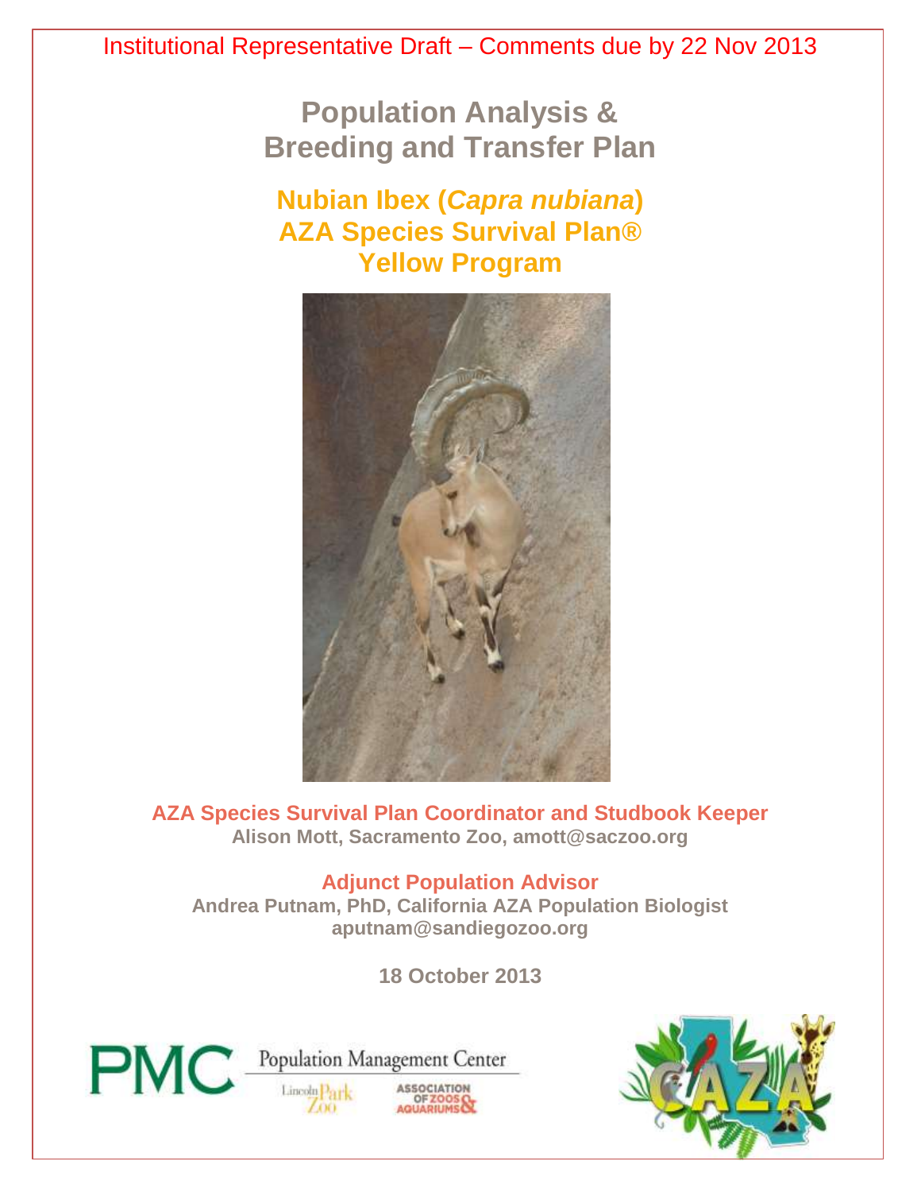Institutional Representative Draft – Comments due by 22 Nov 2013

# Population Analysis & Breeding and Transfer Plan

## Nubian Ibex (*Capra nubiana*)
## AZA Species Survival Plan®
## Yellow Program

**AZA Species Survival Plan Coordinator and Studbook Keeper**
**Alison Mott, Sacramento Zoo, amott@saczoo.org**

**Adjunct Population Advisor**
**Andrea Putnam, PhD, California AZA Population Biologist**
**aputnam@sandiegozoo.org**

**18 October 2013**

PMC Population Management Center
Lincoln Park Zoo
Association of Zoos & Aquariums
CAZA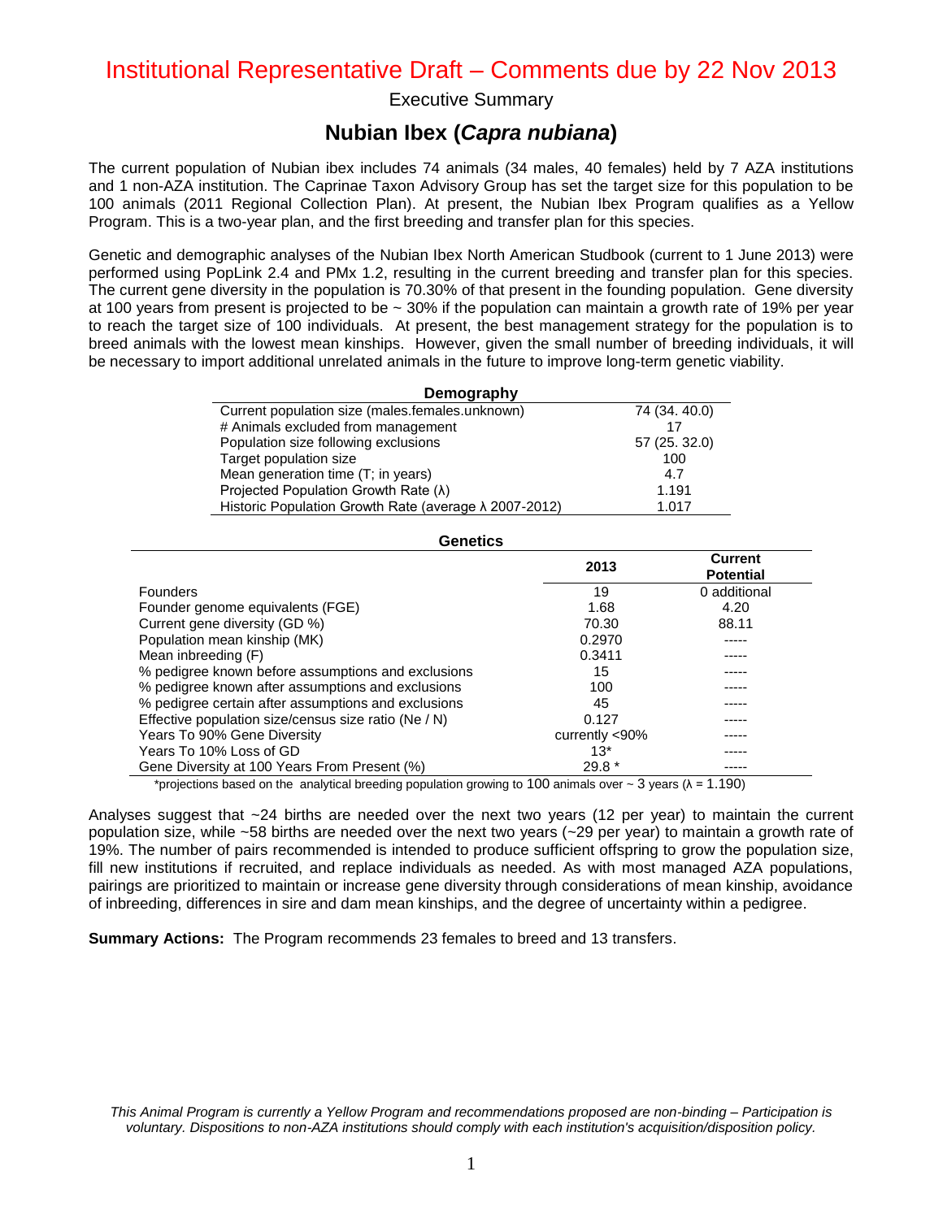Institutional Representative Draft – Comments due by 22 Nov 2013

Executive Summary

# Nubian Ibex (*Capra nubiana*)

The current population of Nubian ibex includes 74 animals (34 males, 40 females) held by 7 AZA institutions and 1 non-AZA institution. The Caprinae Taxon Advisory Group has set the target size for this population to be 100 animals (2011 Regional Collection Plan). At present, the Nubian Ibex Program qualifies as a Yellow Program. This is a two-year plan, and the first breeding and transfer plan for this species.

Genetic and demographic analyses of the Nubian Ibex North American Studbook (current to 1 June 2013) were performed using PopLink 2.4 and PMx 1.2, resulting in the current breeding and transfer plan for this species. The current gene diversity in the population is 70.30% of that present in the founding population. Gene diversity at 100 years from present is projected to be ~ 30% if the population can maintain a growth rate of 19% per year to reach the target size of 100 individuals. At present, the best management strategy for the population is to breed animals with the lowest mean kinships. However, given the small number of breeding individuals, it will be necessary to import additional unrelated animals in the future to improve long-term genetic viability.

| Demography | |
|---|---|
| Current population size (males.females.unknown) | 74 (34. 40.0) |
| # Animals excluded from management | 17 |
| Population size following exclusions | 57 (25. 32.0) |
| Target population size | 100 |
| Mean generation time (T; in years) | 4.7 |
| Projected Population Growth Rate (λ) | 1.191 |
| Historic Population Growth Rate (average λ 2007-2012) | 1.017 |

| Genetics | 2013 | Current Potential |
|---|---|---|
| Founders | 19 | 0 additional |
| Founder genome equivalents (FGE) | 1.68 | 4.20 |
| Current gene diversity (GD %) | 70.30 | 88.11 |
| Population mean kinship (MK) | 0.2970 | ----- |
| Mean inbreeding (F) | 0.3411 | ----- |
| % pedigree known before assumptions and exclusions | 15 | ----- |
| % pedigree known after assumptions and exclusions | 100 | ----- |
| % pedigree certain after assumptions and exclusions | 45 | ----- |
| Effective population size/census size ratio (Ne / N) | 0.127 | ----- |
| Years To 90% Gene Diversity | currently <90% | ----- |
| Years To 10% Loss of GD | 13* | ----- |
| Gene Diversity at 100 Years From Present (%) | 29.8 * | ----- |

*projections based on the analytical breeding population growing to 100 animals over ~ 3 years (λ = 1.190)

Analyses suggest that ~24 births are needed over the next two years (12 per year) to maintain the current population size, while ~58 births are needed over the next two years (~29 per year) to maintain a growth rate of 19%. The number of pairs recommended is intended to produce sufficient offspring to grow the population size, fill new institutions if recruited, and replace individuals as needed. As with most managed AZA populations, pairings are prioritized to maintain or increase gene diversity through considerations of mean kinship, avoidance of inbreeding, differences in sire and dam mean kinships, and the degree of uncertainty within a pedigree.

**Summary Actions:** The Program recommends 23 females to breed and 13 transfers.

*This Animal Program is currently a Yellow Program and recommendations proposed are non-binding – Participation is voluntary. Dispositions to non-AZA institutions should comply with each institution's acquisition/disposition policy.*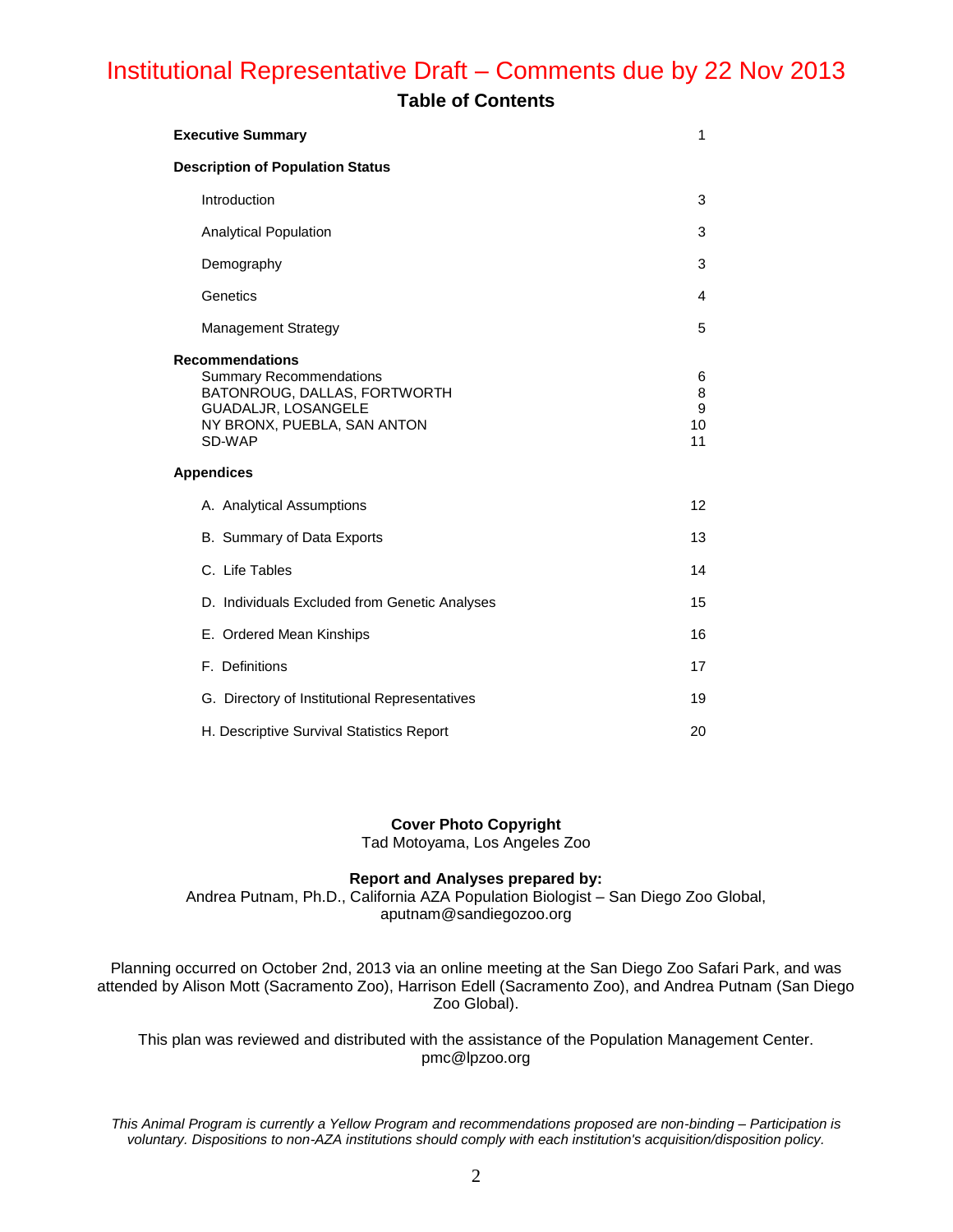Institutional Representative Draft – Comments due by 22 Nov 2013

# Table of Contents

| | |
|---|---|
| **Executive Summary** | 1 |
| **Description of Population Status** | |
| Introduction | 3 |
| Analytical Population | 3 |
| Demography | 3 |
| Genetics | 4 |
| Management Strategy | 5 |
| **Recommendations** | |
| Summary Recommendations | 6 |
| BATONROUG, DALLAS, FORTWORTH | 8 |
| GUADALJR, LOSANGELE | 9 |
| NY BRONX, PUEBLA, SAN ANTON | 10 |
| SD-WAP | 11 |
| **Appendices** | |
| A. Analytical Assumptions | 12 |
| B. Summary of Data Exports | 13 |
| C. Life Tables | 14 |
| D. Individuals Excluded from Genetic Analyses | 15 |
| E. Ordered Mean Kinships | 16 |
| F. Definitions | 17 |
| G. Directory of Institutional Representatives | 19 |
| H. Descriptive Survival Statistics Report | 20 |

**Cover Photo Copyright**
Tad Motoyama, Los Angeles Zoo

**Report and Analyses prepared by:**
Andrea Putnam, Ph.D., California AZA Population Biologist – San Diego Zoo Global, aputnam@sandiegozoo.org

Planning occurred on October 2nd, 2013 via an online meeting at the San Diego Zoo Safari Park, and was attended by Alison Mott (Sacramento Zoo), Harrison Edell (Sacramento Zoo), and Andrea Putnam (San Diego Zoo Global).

This plan was reviewed and distributed with the assistance of the Population Management Center. pmc@lpzoo.org

*This Animal Program is currently a Yellow Program and recommendations proposed are non-binding – Participation is voluntary. Dispositions to non-AZA institutions should comply with each institution's acquisition/disposition policy.*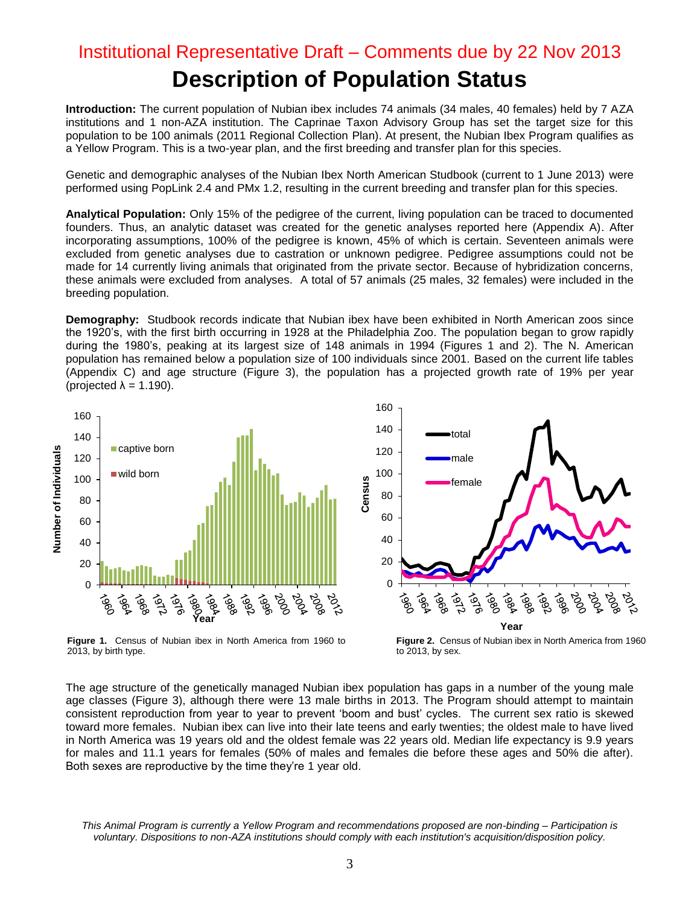Institutional Representative Draft – Comments due by 22 Nov 2013

# Description of Population Status

**Introduction:** The current population of Nubian ibex includes 74 animals (34 males, 40 females) held by 7 AZA institutions and 1 non-AZA institution. The Caprinae Taxon Advisory Group has set the target size for this population to be 100 animals (2011 Regional Collection Plan). At present, the Nubian Ibex Program qualifies as a Yellow Program. This is a two-year plan, and the first breeding and transfer plan for this species.

Genetic and demographic analyses of the Nubian Ibex North American Studbook (current to 1 June 2013) were performed using PopLink 2.4 and PMx 1.2, resulting in the current breeding and transfer plan for this species.

**Analytical Population:** Only 15% of the pedigree of the current, living population can be traced to documented founders. Thus, an analytic dataset was created for the genetic analyses reported here (Appendix A). After incorporating assumptions, 100% of the pedigree is known, 45% of which is certain. Seventeen animals were excluded from genetic analyses due to castration or unknown pedigree. Pedigree assumptions could not be made for 14 currently living animals that originated from the private sector. Because of hybridization concerns, these animals were excluded from analyses. A total of 57 animals (25 males, 32 females) were included in the breeding population.

**Demography:** Studbook records indicate that Nubian ibex have been exhibited in North American zoos since the 1920's, with the first birth occurring in 1928 at the Philadelphia Zoo. The population began to grow rapidly during the 1980's, peaking at its largest size of 148 animals in 1994 (Figures 1 and 2). The N. American population has remained below a population size of 100 individuals since 2001. Based on the current life tables (Appendix C) and age structure (Figure 3), the population has a projected growth rate of 19% per year (projected $\lambda = 1.190$).

**Figure 1.** Census of Nubian ibex in North America from 1960 to 2013, by birth type.

**Figure 2.** Census of Nubian ibex in North America from 1960 to 2013, by sex.

The age structure of the genetically managed Nubian ibex population has gaps in a number of the young male age classes (Figure 3), although there were 13 male births in 2013. The Program should attempt to maintain consistent reproduction from year to year to prevent 'boom and bust' cycles. The current sex ratio is skewed toward more females. Nubian ibex can live into their late teens and early twenties; the oldest male to have lived in North America was 19 years old and the oldest female was 22 years old. Median life expectancy is 9.9 years for males and 11.1 years for females (50% of males and females die before these ages and 50% die after). Both sexes are reproductive by the time they're 1 year old.

*This Animal Program is currently a Yellow Program and recommendations proposed are non-binding – Participation is voluntary. Dispositions to non-AZA institutions should comply with each institution's acquisition/disposition policy.*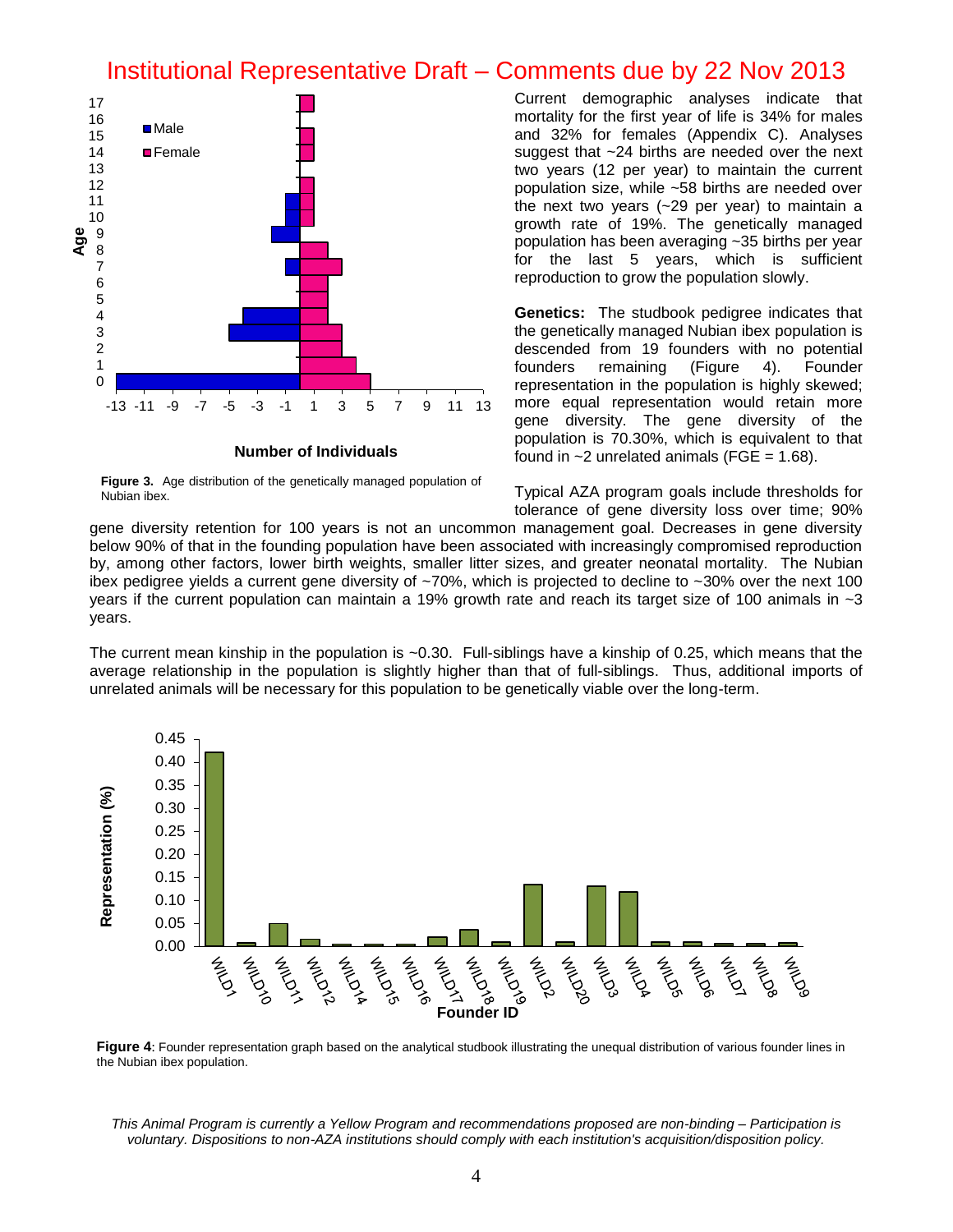Institutional Representative Draft – Comments due by 22 Nov 2013

**Figure 3.** Age distribution of the genetically managed population of Nubian ibex.

Current demographic analyses indicate that mortality for the first year of life is 34% for males and 32% for females (Appendix C). Analyses suggest that ~24 births are needed over the next two years (12 per year) to maintain the current population size, while ~58 births are needed over the next two years (~29 per year) to maintain a growth rate of 19%. The genetically managed population has been averaging ~35 births per year for the last 5 years, which is sufficient reproduction to grow the population slowly.

**Genetics:** The studbook pedigree indicates that the genetically managed Nubian ibex population is descended from 19 founders with no potential founders remaining (Figure 4). Founder representation in the population is highly skewed; more equal representation would retain more gene diversity. The gene diversity of the population is 70.30%, which is equivalent to that found in ~2 unrelated animals (FGE = 1.68).

Typical AZA program goals include thresholds for tolerance of gene diversity loss over time; 90% gene diversity retention for 100 years is not an uncommon management goal. Decreases in gene diversity below 90% of that in the founding population have been associated with increasingly compromised reproduction by, among other factors, lower birth weights, smaller litter sizes, and greater neonatal mortality. The Nubian ibex pedigree yields a current gene diversity of ~70%, which is projected to decline to ~30% over the next 100 years if the current population can maintain a 19% growth rate and reach its target size of 100 animals in ~3 years.

The current mean kinship in the population is ~0.30. Full-siblings have a kinship of 0.25, which means that the average relationship in the population is slightly higher than that of full-siblings. Thus, additional imports of unrelated animals will be necessary for this population to be genetically viable over the long-term.

**Figure 4**: Founder representation graph based on the analytical studbook illustrating the unequal distribution of various founder lines in the Nubian ibex population.

*This Animal Program is currently a Yellow Program and recommendations proposed are non-binding – Participation is voluntary. Dispositions to non-AZA institutions should comply with each institution's acquisition/disposition policy.*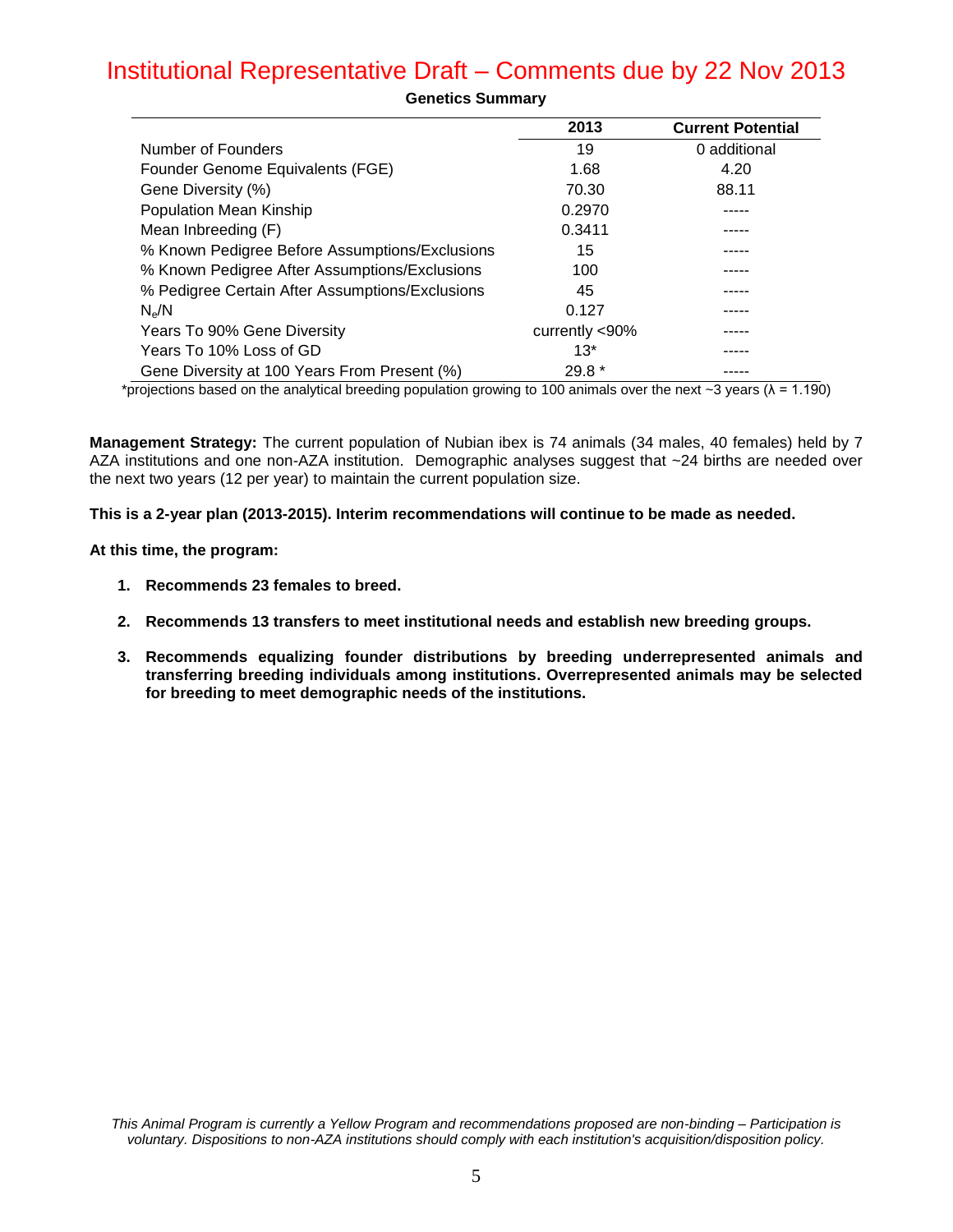# Institutional Representative Draft – Comments due by 22 Nov 2013

**Genetics Summary**

| | 2013 | Current Potential |
|---|---|---|
| Number of Founders | 19 | 0 additional |
| Founder Genome Equivalents (FGE) | 1.68 | 4.20 |
| Gene Diversity (%) | 70.30 | 88.11 |
| Population Mean Kinship | 0.2970 | ----- |
| Mean Inbreeding (F) | 0.3411 | ----- |
| % Known Pedigree Before Assumptions/Exclusions | 15 | ----- |
| % Known Pedigree After Assumptions/Exclusions | 100 | ----- |
| % Pedigree Certain After Assumptions/Exclusions | 45 | ----- |
| $N_e/N$ | 0.127 | ----- |
| Years To 90% Gene Diversity | currently <90% | ----- |
| Years To 10% Loss of GD | 13* | ----- |
| Gene Diversity at 100 Years From Present (%) | 29.8 * | ----- |

*projections based on the analytical breeding population growing to 100 animals over the next ~3 years ($\lambda$ = 1.190)

**Management Strategy:** The current population of Nubian ibex is 74 animals (34 males, 40 females) held by 7 AZA institutions and one non-AZA institution. Demographic analyses suggest that ~24 births are needed over the next two years (12 per year) to maintain the current population size.

**This is a 2-year plan (2013-2015). Interim recommendations will continue to be made as needed.**

**At this time, the program:**

1. **Recommends 23 females to breed.**

2. **Recommends 13 transfers to meet institutional needs and establish new breeding groups.**

3. **Recommends equalizing founder distributions by breeding underrepresented animals and transferring breeding individuals among institutions. Overrepresented animals may be selected for breeding to meet demographic needs of the institutions.**

*This Animal Program is currently a Yellow Program and recommendations proposed are non-binding – Participation is voluntary. Dispositions to non-AZA institutions should comply with each institution's acquisition/disposition policy.*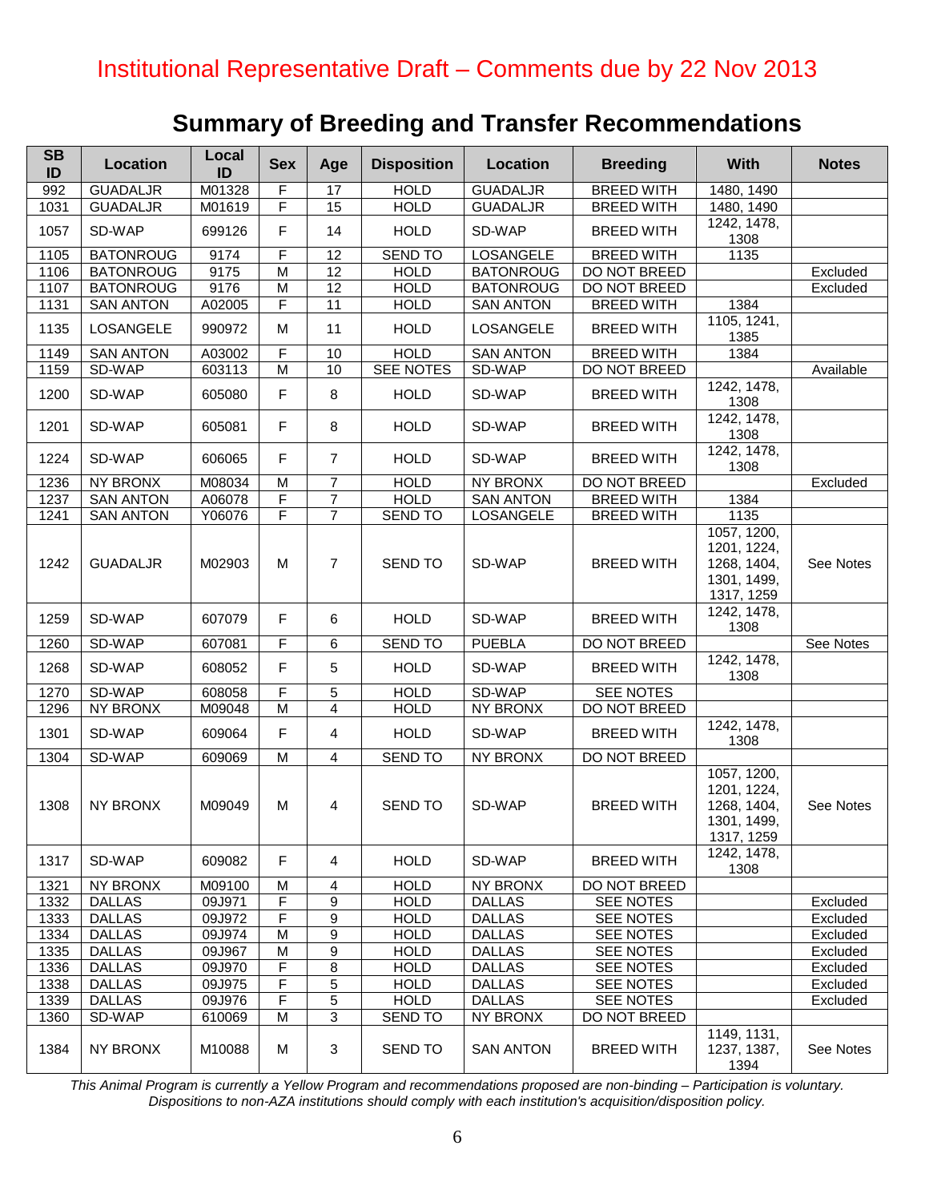Institutional Representative Draft – Comments due by 22 Nov 2013

## Summary of Breeding and Transfer Recommendations

| SB ID | Location | Local ID | Sex | Age | Disposition | Location | Breeding | With | Notes |
|---|---|---|---|---|---|---|---|---|---|
| 992 | GUADALJR | M01328 | F | 17 | HOLD | GUADALJR | BREED WITH | 1480, 1490 | |
| 1031 | GUADALJR | M01619 | F | 15 | HOLD | GUADALJR | BREED WITH | 1480, 1490 | |
| 1057 | SD-WAP | 699126 | F | 14 | HOLD | SD-WAP | BREED WITH | 1242, 1478, 1308 | |
| 1105 | BATONROUG | 9174 | F | 12 | SEND TO | LOSANGELE | BREED WITH | 1135 | |
| 1106 | BATONROUG | 9175 | M | 12 | HOLD | BATONROUG | DO NOT BREED | | Excluded |
| 1107 | BATONROUG | 9176 | M | 12 | HOLD | BATONROUG | DO NOT BREED | | Excluded |
| 1131 | SAN ANTON | A02005 | F | 11 | HOLD | SAN ANTON | BREED WITH | 1384 | |
| 1135 | LOSANGELE | 990972 | M | 11 | HOLD | LOSANGELE | BREED WITH | 1105, 1241, 1385 | |
| 1149 | SAN ANTON | A03002 | F | 10 | HOLD | SAN ANTON | BREED WITH | 1384 | |
| 1159 | SD-WAP | 603113 | M | 10 | SEE NOTES | SD-WAP | DO NOT BREED | | Available |
| 1200 | SD-WAP | 605080 | F | 8 | HOLD | SD-WAP | BREED WITH | 1242, 1478, 1308 | |
| 1201 | SD-WAP | 605081 | F | 8 | HOLD | SD-WAP | BREED WITH | 1242, 1478, 1308 | |
| 1224 | SD-WAP | 606065 | F | 7 | HOLD | SD-WAP | BREED WITH | 1242, 1478, 1308 | |
| 1236 | NY BRONX | M08034 | M | 7 | HOLD | NY BRONX | DO NOT BREED | | Excluded |
| 1237 | SAN ANTON | A06078 | F | 7 | HOLD | SAN ANTON | BREED WITH | 1384 | |
| 1241 | SAN ANTON | Y06076 | F | 7 | SEND TO | LOSANGELE | BREED WITH | 1135 | |
| 1242 | GUADALJR | M02903 | M | 7 | SEND TO | SD-WAP | BREED WITH | 1057, 1200, 1201, 1224, 1268, 1404, 1301, 1499, 1317, 1259 | See Notes |
| 1259 | SD-WAP | 607079 | F | 6 | HOLD | SD-WAP | BREED WITH | 1242, 1478, 1308 | |
| 1260 | SD-WAP | 607081 | F | 6 | SEND TO | PUEBLA | DO NOT BREED | | See Notes |
| 1268 | SD-WAP | 608052 | F | 5 | HOLD | SD-WAP | BREED WITH | 1242, 1478, 1308 | |
| 1270 | SD-WAP | 608058 | F | 5 | HOLD | SD-WAP | SEE NOTES | | |
| 1296 | NY BRONX | M09048 | M | 4 | HOLD | NY BRONX | DO NOT BREED | | |
| 1301 | SD-WAP | 609064 | F | 4 | HOLD | SD-WAP | BREED WITH | 1242, 1478, 1308 | |
| 1304 | SD-WAP | 609069 | M | 4 | SEND TO | NY BRONX | DO NOT BREED | | |
| 1308 | NY BRONX | M09049 | M | 4 | SEND TO | SD-WAP | BREED WITH | 1057, 1200, 1201, 1224, 1268, 1404, 1301, 1499, 1317, 1259 | See Notes |
| 1317 | SD-WAP | 609082 | F | 4 | HOLD | SD-WAP | BREED WITH | 1242, 1478, 1308 | |
| 1321 | NY BRONX | M09100 | M | 4 | HOLD | NY BRONX | DO NOT BREED | | |
| 1332 | DALLAS | 09J971 | F | 9 | HOLD | DALLAS | SEE NOTES | | Excluded |
| 1333 | DALLAS | 09J972 | F | 9 | HOLD | DALLAS | SEE NOTES | | Excluded |
| 1334 | DALLAS | 09J974 | M | 9 | HOLD | DALLAS | SEE NOTES | | Excluded |
| 1335 | DALLAS | 09J967 | M | 9 | HOLD | DALLAS | SEE NOTES | | Excluded |
| 1336 | DALLAS | 09J970 | F | 8 | HOLD | DALLAS | SEE NOTES | | Excluded |
| 1338 | DALLAS | 09J975 | F | 5 | HOLD | DALLAS | SEE NOTES | | Excluded |
| 1339 | DALLAS | 09J976 | F | 5 | HOLD | DALLAS | SEE NOTES | | Excluded |
| 1360 | SD-WAP | 610069 | M | 3 | SEND TO | NY BRONX | DO NOT BREED | | |
| 1384 | NY BRONX | M10088 | M | 3 | SEND TO | SAN ANTON | BREED WITH | 1149, 1131, 1237, 1387, 1394 | See Notes |

*This Animal Program is currently a Yellow Program and recommendations proposed are non-binding – Participation is voluntary. Dispositions to non-AZA institutions should comply with each institution's acquisition/disposition policy.*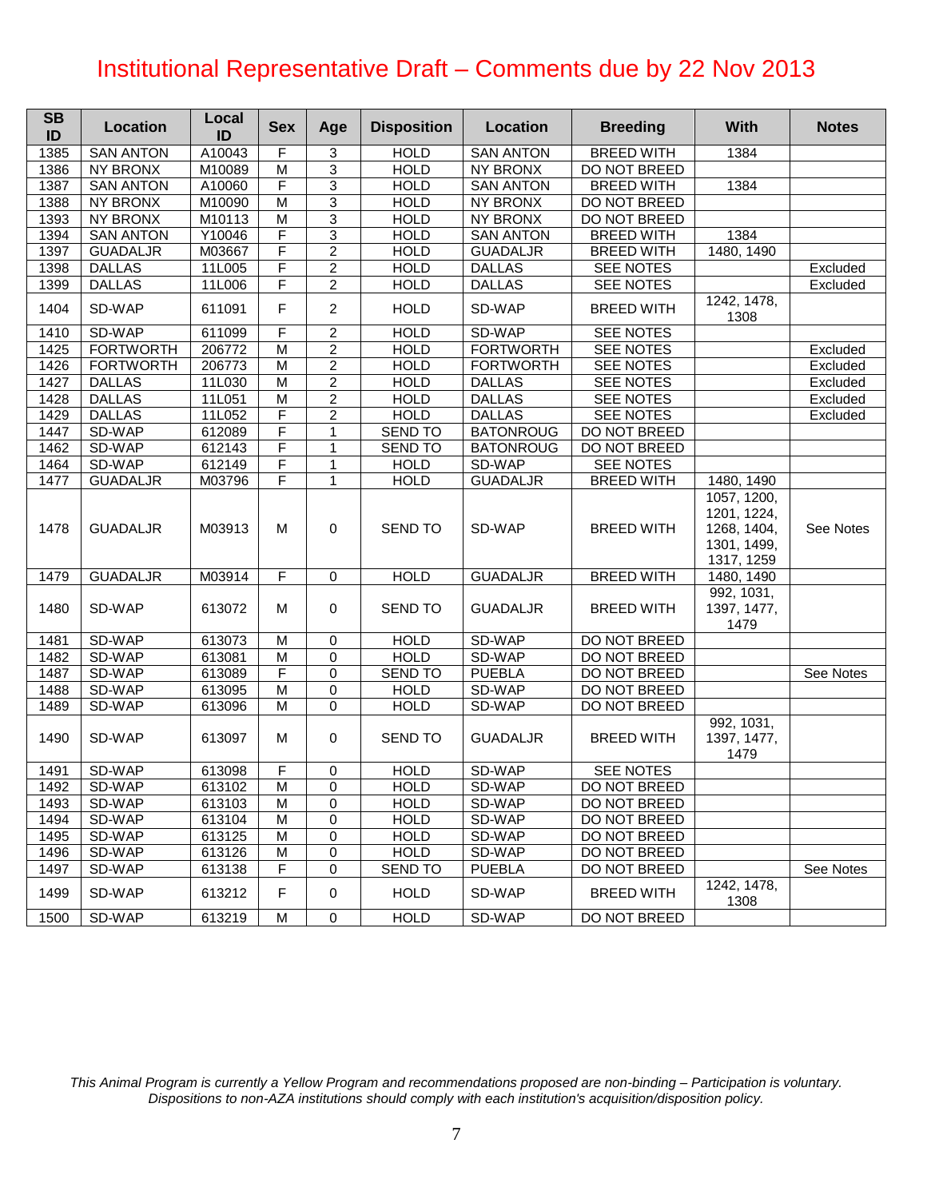# Institutional Representative Draft – Comments due by 22 Nov 2013

| SB ID | Location | Local ID | Sex | Age | Disposition | Location | Breeding | With | Notes |
|---|---|---|---|---|---|---|---|---|---|
| 1385 | SAN ANTON | A10043 | F | 3 | HOLD | SAN ANTON | BREED WITH | 1384 | |
| 1386 | NY BRONX | M10089 | M | 3 | HOLD | NY BRONX | DO NOT BREED | | |
| 1387 | SAN ANTON | A10060 | F | 3 | HOLD | SAN ANTON | BREED WITH | 1384 | |
| 1388 | NY BRONX | M10090 | M | 3 | HOLD | NY BRONX | DO NOT BREED | | |
| 1393 | NY BRONX | M10113 | M | 3 | HOLD | NY BRONX | DO NOT BREED | | |
| 1394 | SAN ANTON | Y10046 | F | 3 | HOLD | SAN ANTON | BREED WITH | 1384 | |
| 1397 | GUADALJR | M03667 | F | 2 | HOLD | GUADALJR | BREED WITH | 1480, 1490 | |
| 1398 | DALLAS | 11L005 | F | 2 | HOLD | DALLAS | SEE NOTES | | Excluded |
| 1399 | DALLAS | 11L006 | F | 2 | HOLD | DALLAS | SEE NOTES | | Excluded |
| 1404 | SD-WAP | 611091 | F | 2 | HOLD | SD-WAP | BREED WITH | 1242, 1478, 1308 | |
| 1410 | SD-WAP | 611099 | F | 2 | HOLD | SD-WAP | SEE NOTES | | |
| 1425 | FORTWORTH | 206772 | M | 2 | HOLD | FORTWORTH | SEE NOTES | | Excluded |
| 1426 | FORTWORTH | 206773 | M | 2 | HOLD | FORTWORTH | SEE NOTES | | Excluded |
| 1427 | DALLAS | 11L030 | M | 2 | HOLD | DALLAS | SEE NOTES | | Excluded |
| 1428 | DALLAS | 11L051 | M | 2 | HOLD | DALLAS | SEE NOTES | | Excluded |
| 1429 | DALLAS | 11L052 | F | 2 | HOLD | DALLAS | SEE NOTES | | Excluded |
| 1447 | SD-WAP | 612089 | F | 1 | SEND TO | BATONROUG | DO NOT BREED | | |
| 1462 | SD-WAP | 612143 | F | 1 | SEND TO | BATONROUG | DO NOT BREED | | |
| 1464 | SD-WAP | 612149 | F | 1 | HOLD | SD-WAP | SEE NOTES | | |
| 1477 | GUADALJR | M03796 | F | 1 | HOLD | GUADALJR | BREED WITH | 1480, 1490 | |
| 1478 | GUADALJR | M03913 | M | 0 | SEND TO | SD-WAP | BREED WITH | 1057, 1200, 1201, 1224, 1268, 1404, 1301, 1499, 1317, 1259 | See Notes |
| 1479 | GUADALJR | M03914 | F | 0 | HOLD | GUADALJR | BREED WITH | 1480, 1490 | |
| 1480 | SD-WAP | 613072 | M | 0 | SEND TO | GUADALJR | BREED WITH | 992, 1031, 1397, 1477, 1479 | |
| 1481 | SD-WAP | 613073 | M | 0 | HOLD | SD-WAP | DO NOT BREED | | |
| 1482 | SD-WAP | 613081 | M | 0 | HOLD | SD-WAP | DO NOT BREED | | |
| 1487 | SD-WAP | 613089 | F | 0 | SEND TO | PUEBLA | DO NOT BREED | | See Notes |
| 1488 | SD-WAP | 613095 | M | 0 | HOLD | SD-WAP | DO NOT BREED | | |
| 1489 | SD-WAP | 613096 | M | 0 | HOLD | SD-WAP | DO NOT BREED | | |
| 1490 | SD-WAP | 613097 | M | 0 | SEND TO | GUADALJR | BREED WITH | 992, 1031, 1397, 1477, 1479 | |
| 1491 | SD-WAP | 613098 | F | 0 | HOLD | SD-WAP | SEE NOTES | | |
| 1492 | SD-WAP | 613102 | M | 0 | HOLD | SD-WAP | DO NOT BREED | | |
| 1493 | SD-WAP | 613103 | M | 0 | HOLD | SD-WAP | DO NOT BREED | | |
| 1494 | SD-WAP | 613104 | M | 0 | HOLD | SD-WAP | DO NOT BREED | | |
| 1495 | SD-WAP | 613125 | M | 0 | HOLD | SD-WAP | DO NOT BREED | | |
| 1496 | SD-WAP | 613126 | M | 0 | HOLD | SD-WAP | DO NOT BREED | | |
| 1497 | SD-WAP | 613138 | F | 0 | SEND TO | PUEBLA | DO NOT BREED | | See Notes |
| 1499 | SD-WAP | 613212 | F | 0 | HOLD | SD-WAP | BREED WITH | 1242, 1478, 1308 | |
| 1500 | SD-WAP | 613219 | M | 0 | HOLD | SD-WAP | DO NOT BREED | | |

*This Animal Program is currently a Yellow Program and recommendations proposed are non-binding – Participation is voluntary. Dispositions to non-AZA institutions should comply with each institution's acquisition/disposition policy.*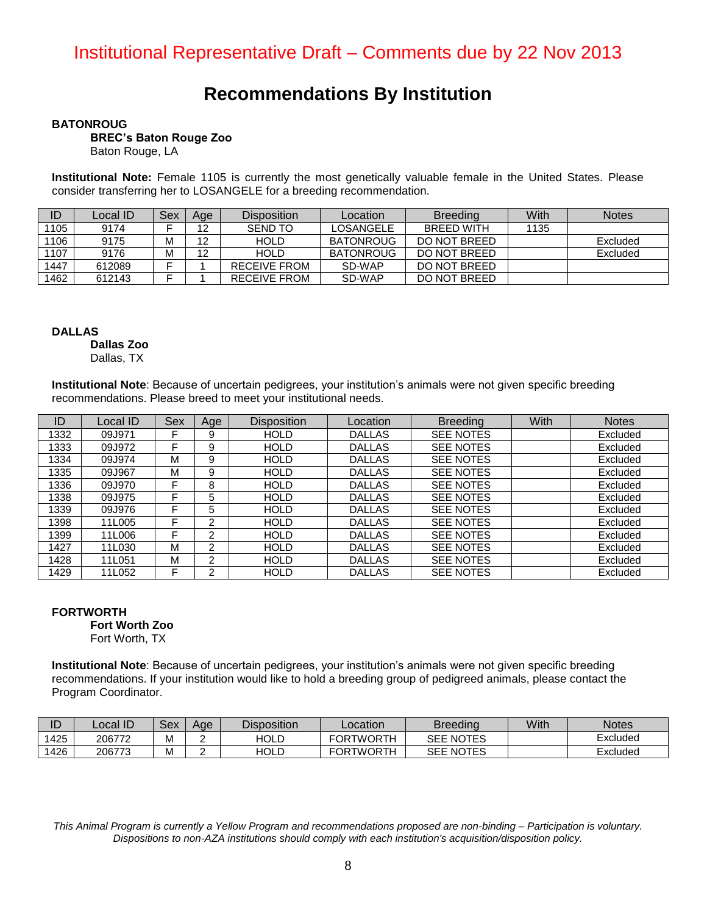Institutional Representative Draft – Comments due by 22 Nov 2013

# Recommendations By Institution

**BATONROUG**

**BREC's Baton Rouge Zoo**
Baton Rouge, LA

**Institutional Note:** Female 1105 is currently the most genetically valuable female in the United States. Please consider transferring her to LOSANGELE for a breeding recommendation.

| ID | Local ID | Sex | Age | Disposition | Location | Breeding | With | Notes |
|---|---|---|---|---|---|---|---|---|
| 1105 | 9174 | F | 12 | SEND TO | LOSANGELE | BREED WITH | 1135 | |
| 1106 | 9175 | M | 12 | HOLD | BATONROUG | DO NOT BREED | | Excluded |
| 1107 | 9176 | M | 12 | HOLD | BATONROUG | DO NOT BREED | | Excluded |
| 1447 | 612089 | F | 1 | RECEIVE FROM | SD-WAP | DO NOT BREED | | |
| 1462 | 612143 | F | 1 | RECEIVE FROM | SD-WAP | DO NOT BREED | | |

**DALLAS**

**Dallas Zoo**
Dallas, TX

**Institutional Note**: Because of uncertain pedigrees, your institution's animals were not given specific breeding recommendations. Please breed to meet your institutional needs.

| ID | Local ID | Sex | Age | Disposition | Location | Breeding | With | Notes |
|---|---|---|---|---|---|---|---|---|
| 1332 | 09J971 | F | 9 | HOLD | DALLAS | SEE NOTES | | Excluded |
| 1333 | 09J972 | F | 9 | HOLD | DALLAS | SEE NOTES | | Excluded |
| 1334 | 09J974 | M | 9 | HOLD | DALLAS | SEE NOTES | | Excluded |
| 1335 | 09J967 | M | 9 | HOLD | DALLAS | SEE NOTES | | Excluded |
| 1336 | 09J970 | F | 8 | HOLD | DALLAS | SEE NOTES | | Excluded |
| 1338 | 09J975 | F | 5 | HOLD | DALLAS | SEE NOTES | | Excluded |
| 1339 | 09J976 | F | 5 | HOLD | DALLAS | SEE NOTES | | Excluded |
| 1398 | 11L005 | F | 2 | HOLD | DALLAS | SEE NOTES | | Excluded |
| 1399 | 11L006 | F | 2 | HOLD | DALLAS | SEE NOTES | | Excluded |
| 1427 | 11L030 | M | 2 | HOLD | DALLAS | SEE NOTES | | Excluded |
| 1428 | 11L051 | M | 2 | HOLD | DALLAS | SEE NOTES | | Excluded |
| 1429 | 11L052 | F | 2 | HOLD | DALLAS | SEE NOTES | | Excluded |

**FORTWORTH**

**Fort Worth Zoo**
Fort Worth, TX

**Institutional Note**: Because of uncertain pedigrees, your institution's animals were not given specific breeding recommendations. If your institution would like to hold a breeding group of pedigreed animals, please contact the Program Coordinator.

| ID | Local ID | Sex | Age | Disposition | Location | Breeding | With | Notes |
|---|---|---|---|---|---|---|---|---|
| 1425 | 206772 | M | 2 | HOLD | FORTWORTH | SEE NOTES | | Excluded |
| 1426 | 206773 | M | 2 | HOLD | FORTWORTH | SEE NOTES | | Excluded |

*This Animal Program is currently a Yellow Program and recommendations proposed are non-binding – Participation is voluntary. Dispositions to non-AZA institutions should comply with each institution's acquisition/disposition policy.*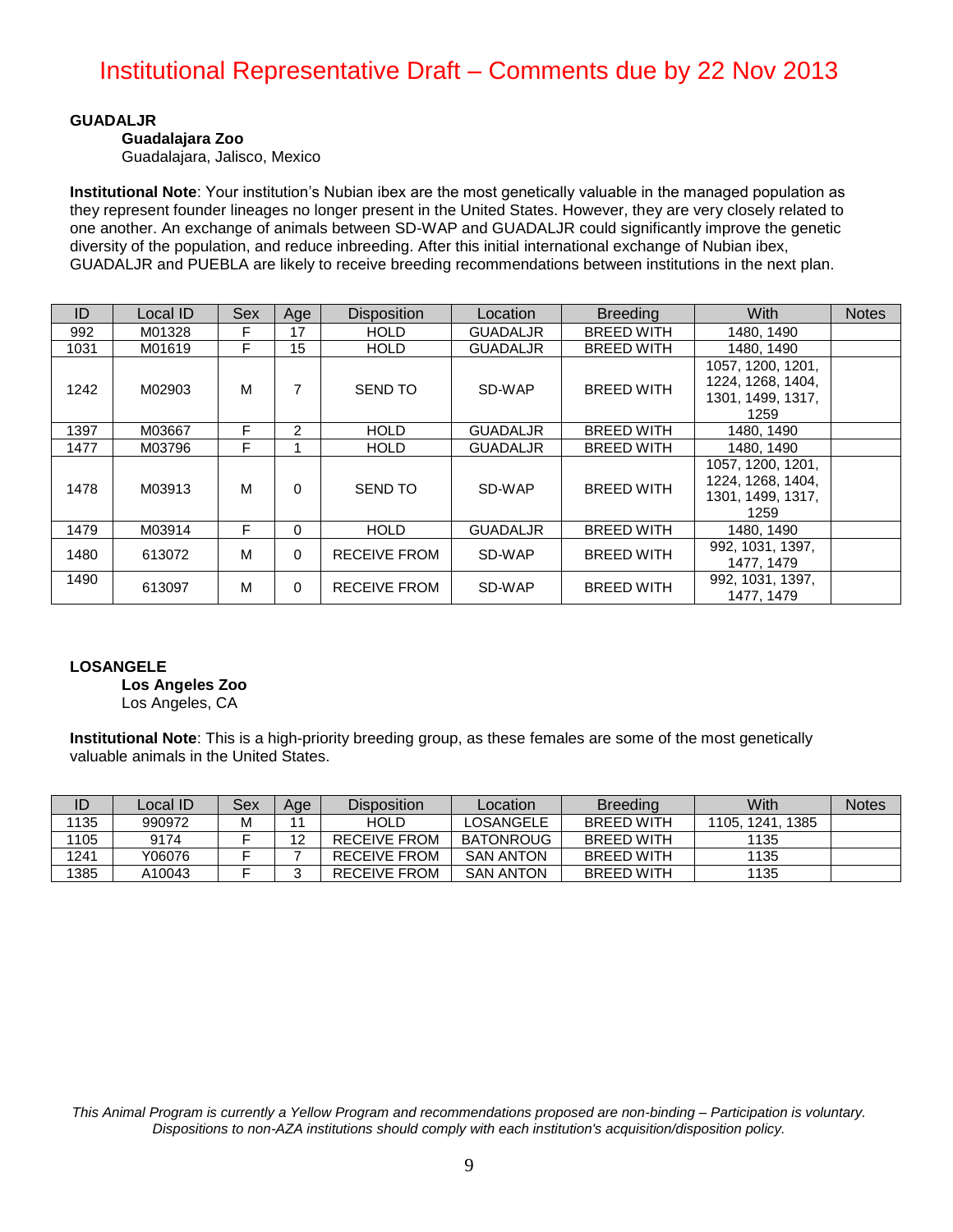Institutional Representative Draft – Comments due by 22 Nov 2013

**GUADALJR**

**Guadalajara Zoo**
Guadalajara, Jalisco, Mexico

**Institutional Note**: Your institution's Nubian ibex are the most genetically valuable in the managed population as they represent founder lineages no longer present in the United States. However, they are very closely related to one another. An exchange of animals between SD-WAP and GUADALJR could significantly improve the genetic diversity of the population, and reduce inbreeding. After this initial international exchange of Nubian ibex, GUADALJR and PUEBLA are likely to receive breeding recommendations between institutions in the next plan.

| ID | Local ID | Sex | Age | Disposition | Location | Breeding | With | Notes |
|---|---|---|---|---|---|---|---|---|
| 992 | M01328 | F | 17 | HOLD | GUADALJR | BREED WITH | 1480, 1490 | |
| 1031 | M01619 | F | 15 | HOLD | GUADALJR | BREED WITH | 1480, 1490 | |
| 1242 | M02903 | M | 7 | SEND TO | SD-WAP | BREED WITH | 1057, 1200, 1201, 1224, 1268, 1404, 1301, 1499, 1317, 1259 | |
| 1397 | M03667 | F | 2 | HOLD | GUADALJR | BREED WITH | 1480, 1490 | |
| 1477 | M03796 | F | 1 | HOLD | GUADALJR | BREED WITH | 1480, 1490 | |
| 1478 | M03913 | M | 0 | SEND TO | SD-WAP | BREED WITH | 1057, 1200, 1201, 1224, 1268, 1404, 1301, 1499, 1317, 1259 | |
| 1479 | M03914 | F | 0 | HOLD | GUADALJR | BREED WITH | 1480, 1490 | |
| 1480 | 613072 | M | 0 | RECEIVE FROM | SD-WAP | BREED WITH | 992, 1031, 1397, 1477, 1479 | |
| 1490 | 613097 | M | 0 | RECEIVE FROM | SD-WAP | BREED WITH | 992, 1031, 1397, 1477, 1479 | |

**LOSANGELE**

**Los Angeles Zoo**
Los Angeles, CA

**Institutional Note**: This is a high-priority breeding group, as these females are some of the most genetically valuable animals in the United States.

| ID | Local ID | Sex | Age | Disposition | Location | Breeding | With | Notes |
|---|---|---|---|---|---|---|---|---|
| 1135 | 990972 | M | 11 | HOLD | LOSANGELE | BREED WITH | 1105, 1241, 1385 | |
| 1105 | 9174 | F | 12 | RECEIVE FROM | BATONROUG | BREED WITH | 1135 | |
| 1241 | Y06076 | F | 7 | RECEIVE FROM | SAN ANTON | BREED WITH | 1135 | |
| 1385 | A10043 | F | 3 | RECEIVE FROM | SAN ANTON | BREED WITH | 1135 | |

*This Animal Program is currently a Yellow Program and recommendations proposed are non-binding – Participation is voluntary. Dispositions to non-AZA institutions should comply with each institution's acquisition/disposition policy.*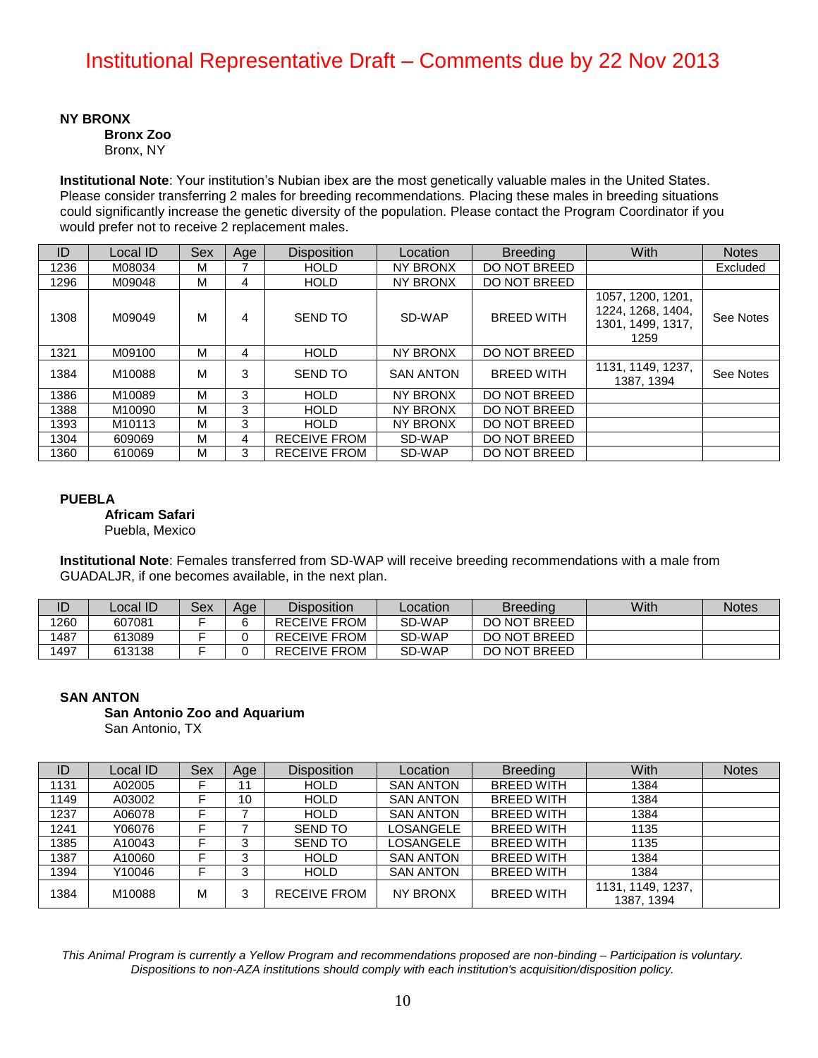Institutional Representative Draft – Comments due by 22 Nov 2013

**NY BRONX**

**Bronx Zoo**
Bronx, NY

**Institutional Note**: Your institution's Nubian ibex are the most genetically valuable males in the United States. Please consider transferring 2 males for breeding recommendations. Placing these males in breeding situations could significantly increase the genetic diversity of the population. Please contact the Program Coordinator if you would prefer not to receive 2 replacement males.

| ID | Local ID | Sex | Age | Disposition | Location | Breeding | With | Notes |
|---|---|---|---|---|---|---|---|---|
| 1236 | M08034 | M | 7 | HOLD | NY BRONX | DO NOT BREED | | Excluded |
| 1296 | M09048 | M | 4 | HOLD | NY BRONX | DO NOT BREED | | |
| 1308 | M09049 | M | 4 | SEND TO | SD-WAP | BREED WITH | 1057, 1200, 1201, 1224, 1268, 1404, 1301, 1499, 1317, 1259 | See Notes |
| 1321 | M09100 | M | 4 | HOLD | NY BRONX | DO NOT BREED | | |
| 1384 | M10088 | M | 3 | SEND TO | SAN ANTON | BREED WITH | 1131, 1149, 1237, 1387, 1394 | See Notes |
| 1386 | M10089 | M | 3 | HOLD | NY BRONX | DO NOT BREED | | |
| 1388 | M10090 | M | 3 | HOLD | NY BRONX | DO NOT BREED | | |
| 1393 | M10113 | M | 3 | HOLD | NY BRONX | DO NOT BREED | | |
| 1304 | 609069 | M | 4 | RECEIVE FROM | SD-WAP | DO NOT BREED | | |
| 1360 | 610069 | M | 3 | RECEIVE FROM | SD-WAP | DO NOT BREED | | |

**PUEBLA**

**Africam Safari**
Puebla, Mexico

**Institutional Note**: Females transferred from SD-WAP will receive breeding recommendations with a male from GUADALJR, if one becomes available, in the next plan.

| ID | Local ID | Sex | Age | Disposition | Location | Breeding | With | Notes |
|---|---|---|---|---|---|---|---|---|
| 1260 | 607081 | F | 6 | RECEIVE FROM | SD-WAP | DO NOT BREED | | |
| 1487 | 613089 | F | 0 | RECEIVE FROM | SD-WAP | DO NOT BREED | | |
| 1497 | 613138 | F | 0 | RECEIVE FROM | SD-WAP | DO NOT BREED | | |

**SAN ANTON**

**San Antonio Zoo and Aquarium**
San Antonio, TX

| ID | Local ID | Sex | Age | Disposition | Location | Breeding | With | Notes |
|---|---|---|---|---|---|---|---|---|
| 1131 | A02005 | F | 11 | HOLD | SAN ANTON | BREED WITH | 1384 | |
| 1149 | A03002 | F | 10 | HOLD | SAN ANTON | BREED WITH | 1384 | |
| 1237 | A06078 | F | 7 | HOLD | SAN ANTON | BREED WITH | 1384 | |
| 1241 | Y06076 | F | 7 | SEND TO | LOSANGELE | BREED WITH | 1135 | |
| 1385 | A10043 | F | 3 | SEND TO | LOSANGELE | BREED WITH | 1135 | |
| 1387 | A10060 | F | 3 | HOLD | SAN ANTON | BREED WITH | 1384 | |
| 1394 | Y10046 | F | 3 | HOLD | SAN ANTON | BREED WITH | 1384 | |
| 1384 | M10088 | M | 3 | RECEIVE FROM | NY BRONX | BREED WITH | 1131, 1149, 1237, 1387, 1394 | |

*This Animal Program is currently a Yellow Program and recommendations proposed are non-binding – Participation is voluntary. Dispositions to non-AZA institutions should comply with each institution's acquisition/disposition policy.*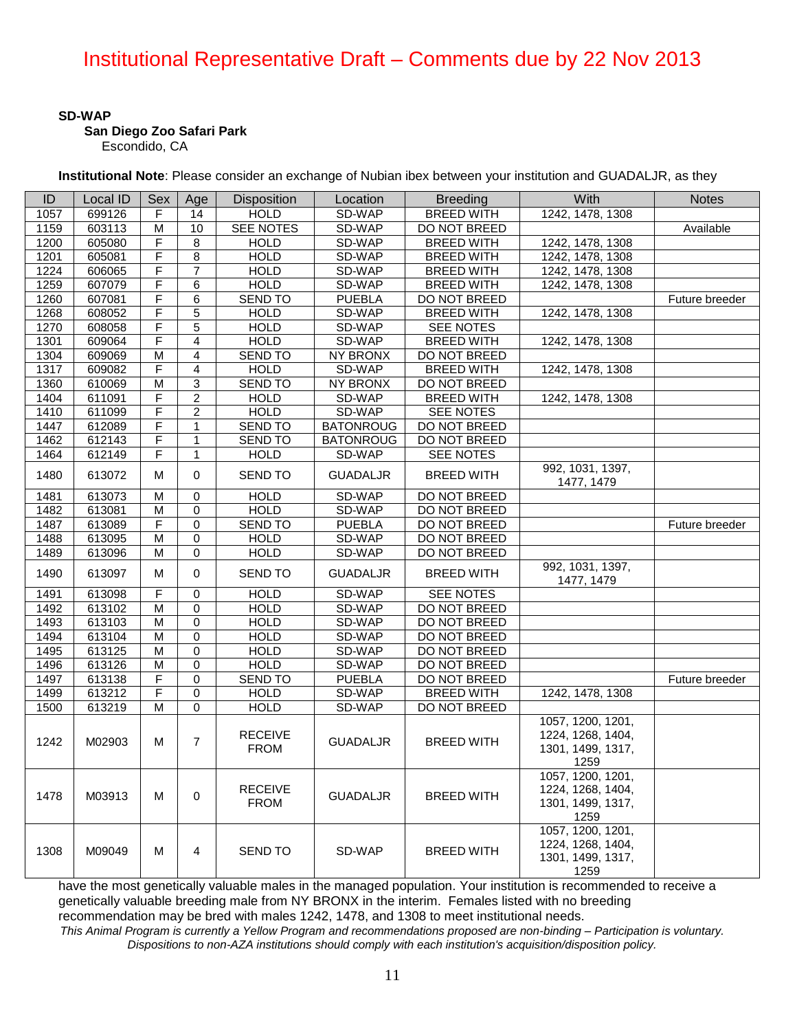# Institutional Representative Draft – Comments due by 22 Nov 2013

**SD-WAP**

**San Diego Zoo Safari Park**

Escondido, CA

**Institutional Note**: Please consider an exchange of Nubian ibex between your institution and GUADALJR, as they have the most genetically valuable males in the managed population. Your institution is recommended to receive a genetically valuable breeding male from NY BRONX in the interim. Females listed with no breeding recommendation may be bred with males 1242, 1478, and 1308 to meet institutional needs.

| ID | Local ID | Sex | Age | Disposition | Location | Breeding | With | Notes |
|---|---|---|---|---|---|---|---|---|
| 1057 | 699126 | F | 14 | HOLD | SD-WAP | BREED WITH | 1242, 1478, 1308 | |
| 1159 | 603113 | M | 10 | SEE NOTES | SD-WAP | DO NOT BREED | | Available |
| 1200 | 605080 | F | 8 | HOLD | SD-WAP | BREED WITH | 1242, 1478, 1308 | |
| 1201 | 605081 | F | 8 | HOLD | SD-WAP | BREED WITH | 1242, 1478, 1308 | |
| 1224 | 606065 | F | 7 | HOLD | SD-WAP | BREED WITH | 1242, 1478, 1308 | |
| 1259 | 607079 | F | 6 | HOLD | SD-WAP | BREED WITH | 1242, 1478, 1308 | |
| 1260 | 607081 | F | 6 | SEND TO | PUEBLA | DO NOT BREED | | Future breeder |
| 1268 | 608052 | F | 5 | HOLD | SD-WAP | BREED WITH | 1242, 1478, 1308 | |
| 1270 | 608058 | F | 5 | HOLD | SD-WAP | SEE NOTES | | |
| 1301 | 609064 | F | 4 | HOLD | SD-WAP | BREED WITH | 1242, 1478, 1308 | |
| 1304 | 609069 | M | 4 | SEND TO | NY BRONX | DO NOT BREED | | |
| 1317 | 609082 | F | 4 | HOLD | SD-WAP | BREED WITH | 1242, 1478, 1308 | |
| 1360 | 610069 | M | 3 | SEND TO | NY BRONX | DO NOT BREED | | |
| 1404 | 611091 | F | 2 | HOLD | SD-WAP | BREED WITH | 1242, 1478, 1308 | |
| 1410 | 611099 | F | 2 | HOLD | SD-WAP | SEE NOTES | | |
| 1447 | 612089 | F | 1 | SEND TO | BATONROUG | DO NOT BREED | | |
| 1462 | 612143 | F | 1 | SEND TO | BATONROUG | DO NOT BREED | | |
| 1464 | 612149 | F | 1 | HOLD | SD-WAP | SEE NOTES | | |
| 1480 | 613072 | M | 0 | SEND TO | GUADALJR | BREED WITH | 992, 1031, 1397, 1477, 1479 | |
| 1481 | 613073 | M | 0 | HOLD | SD-WAP | DO NOT BREED | | |
| 1482 | 613081 | M | 0 | HOLD | SD-WAP | DO NOT BREED | | |
| 1487 | 613089 | F | 0 | SEND TO | PUEBLA | DO NOT BREED | | Future breeder |
| 1488 | 613095 | M | 0 | HOLD | SD-WAP | DO NOT BREED | | |
| 1489 | 613096 | M | 0 | HOLD | SD-WAP | DO NOT BREED | | |
| 1490 | 613097 | M | 0 | SEND TO | GUADALJR | BREED WITH | 992, 1031, 1397, 1477, 1479 | |
| 1491 | 613098 | F | 0 | HOLD | SD-WAP | SEE NOTES | | |
| 1492 | 613102 | M | 0 | HOLD | SD-WAP | DO NOT BREED | | |
| 1493 | 613103 | M | 0 | HOLD | SD-WAP | DO NOT BREED | | |
| 1494 | 613104 | M | 0 | HOLD | SD-WAP | DO NOT BREED | | |
| 1495 | 613125 | M | 0 | HOLD | SD-WAP | DO NOT BREED | | |
| 1496 | 613126 | M | 0 | HOLD | SD-WAP | DO NOT BREED | | |
| 1497 | 613138 | F | 0 | SEND TO | PUEBLA | DO NOT BREED | | Future breeder |
| 1499 | 613212 | F | 0 | HOLD | SD-WAP | BREED WITH | 1242, 1478, 1308 | |
| 1500 | 613219 | M | 0 | HOLD | SD-WAP | DO NOT BREED | | |
| 1242 | M02903 | M | 7 | RECEIVE FROM | GUADALJR | BREED WITH | 1057, 1200, 1201, 1224, 1268, 1404, 1301, 1499, 1317, 1259 | |
| 1478 | M03913 | M | 0 | RECEIVE FROM | GUADALJR | BREED WITH | 1057, 1200, 1201, 1224, 1268, 1404, 1301, 1499, 1317, 1259 | |
| 1308 | M09049 | M | 4 | SEND TO | SD-WAP | BREED WITH | 1057, 1200, 1201, 1224, 1268, 1404, 1301, 1499, 1317, 1259 | |

*This Animal Program is currently a Yellow Program and recommendations proposed are non-binding – Participation is voluntary. Dispositions to non-AZA institutions should comply with each institution's acquisition/disposition policy.*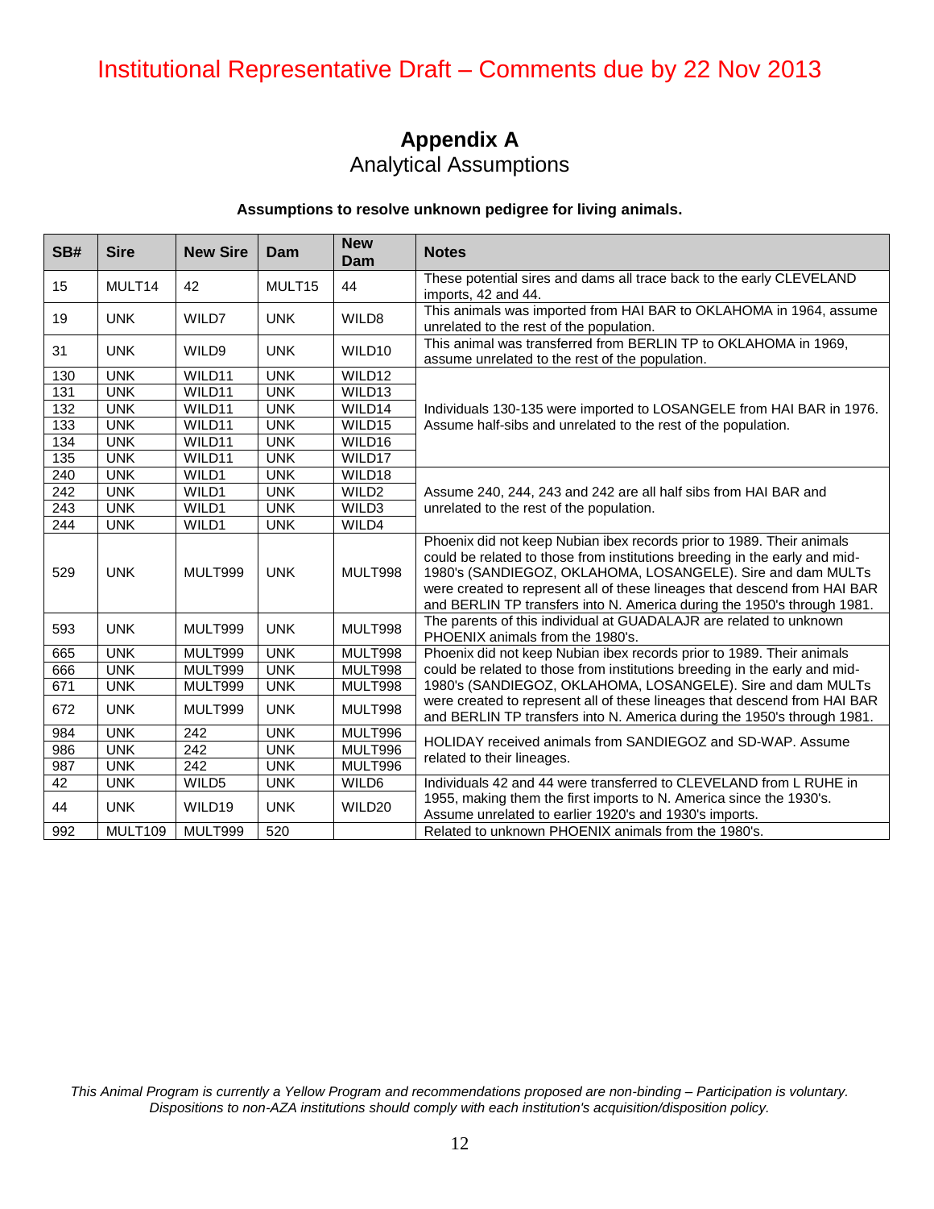Institutional Representative Draft – Comments due by 22 Nov 2013

## Appendix A
### Analytical Assumptions

**Assumptions to resolve unknown pedigree for living animals.**

| SB# | Sire | New Sire | Dam | New Dam | Notes |
|---|---|---|---|---|---|
| 15 | MULT14 | 42 | MULT15 | 44 | These potential sires and dams all trace back to the early CLEVELAND imports, 42 and 44. |
| 19 | UNK | WILD7 | UNK | WILD8 | This animals was imported from HAI BAR to OKLAHOMA in 1964, assume unrelated to the rest of the population. |
| 31 | UNK | WILD9 | UNK | WILD10 | This animal was transferred from BERLIN TP to OKLAHOMA in 1969, assume unrelated to the rest of the population. |
| 130 | UNK | WILD11 | UNK | WILD12 | Individuals 130-135 were imported to LOSANGELE from HAI BAR in 1976. Assume half-sibs and unrelated to the rest of the population. |
| 131 | UNK | WILD11 | UNK | WILD13 | |
| 132 | UNK | WILD11 | UNK | WILD14 | |
| 133 | UNK | WILD11 | UNK | WILD15 | |
| 134 | UNK | WILD11 | UNK | WILD16 | |
| 135 | UNK | WILD11 | UNK | WILD17 | |
| 240 | UNK | WILD1 | UNK | WILD18 | Assume 240, 244, 243 and 242 are all half sibs from HAI BAR and unrelated to the rest of the population. |
| 242 | UNK | WILD1 | UNK | WILD2 | |
| 243 | UNK | WILD1 | UNK | WILD3 | |
| 244 | UNK | WILD1 | UNK | WILD4 | |
| 529 | UNK | MULT999 | UNK | MULT998 | Phoenix did not keep Nubian ibex records prior to 1989. Their animals could be related to those from institutions breeding in the early and mid-1980's (SANDIEGOZ, OKLAHOMA, LOSANGELE). Sire and dam MULTs were created to represent all of these lineages that descend from HAI BAR and BERLIN TP transfers into N. America during the 1950's through 1981. |
| 593 | UNK | MULT999 | UNK | MULT998 | The parents of this individual at GUADALAJR are related to unknown PHOENIX animals from the 1980's. |
| 665 | UNK | MULT999 | UNK | MULT998 | Phoenix did not keep Nubian ibex records prior to 1989. Their animals could be related to those from institutions breeding in the early and mid-1980's (SANDIEGOZ, OKLAHOMA, LOSANGELE). Sire and dam MULTs were created to represent all of these lineages that descend from HAI BAR and BERLIN TP transfers into N. America during the 1950's through 1981. |
| 666 | UNK | MULT999 | UNK | MULT998 | |
| 671 | UNK | MULT999 | UNK | MULT998 | |
| 672 | UNK | MULT999 | UNK | MULT998 | |
| 984 | UNK | 242 | UNK | MULT996 | HOLIDAY received animals from SANDIEGOZ and SD-WAP. Assume related to their lineages. |
| 986 | UNK | 242 | UNK | MULT996 | |
| 987 | UNK | 242 | UNK | MULT996 | |
| 42 | UNK | WILD5 | UNK | WILD6 | Individuals 42 and 44 were transferred to CLEVELAND from L RUHE in 1955, making them the first imports to N. America since the 1930's. Assume unrelated to earlier 1920's and 1930's imports. |
| 44 | UNK | WILD19 | UNK | WILD20 | |
| 992 | MULT109 | MULT999 | 520 | | Related to unknown PHOENIX animals from the 1980's. |

*This Animal Program is currently a Yellow Program and recommendations proposed are non-binding – Participation is voluntary. Dispositions to non-AZA institutions should comply with each institution's acquisition/disposition policy.*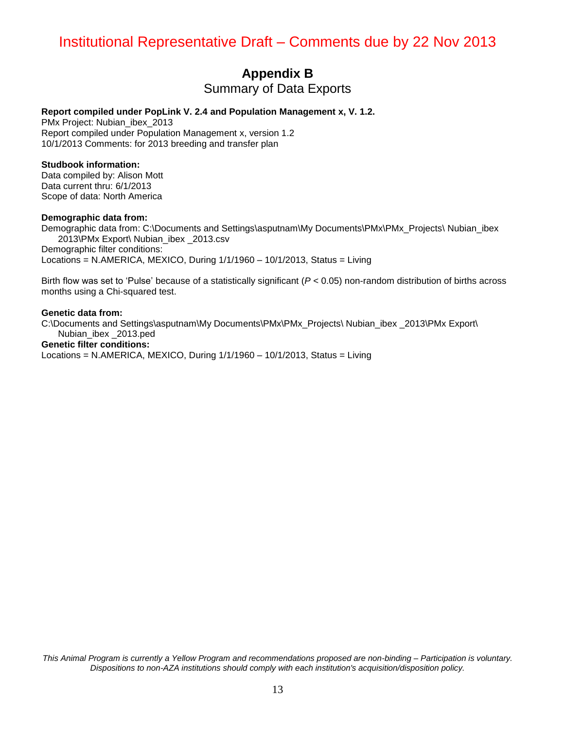# Appendix B

## Summary of Data Exports

**Report compiled under PopLink V. 2.4 and Population Management x, V. 1.2.**

PMx Project: Nubian_ibex_2013
Report compiled under Population Management x, version 1.2
10/1/2013 Comments: for 2013 breeding and transfer plan

**Studbook information:**

Data compiled by: Alison Mott
Data current thru: 6/1/2013
Scope of data: North America

**Demographic data from:**

Demographic data from: C:\Documents and Settings\asputnam\My Documents\PMx\PMx_Projects\ Nubian_ibex 2013\PMx Export\ Nubian_ibex _2013.csv
Demographic filter conditions:
Locations = N.AMERICA, MEXICO, During 1/1/1960 – 10/1/2013, Status = Living

Birth flow was set to 'Pulse' because of a statistically significant ($P < 0.05$) non-random distribution of births across months using a Chi-squared test.

**Genetic data from:**

C:\Documents and Settings\asputnam\My Documents\PMx\PMx_Projects\ Nubian_ibex _2013\PMx Export\ Nubian_ibex _2013.ped

**Genetic filter conditions:**

Locations = N.AMERICA, MEXICO, During 1/1/1960 – 10/1/2013, Status = Living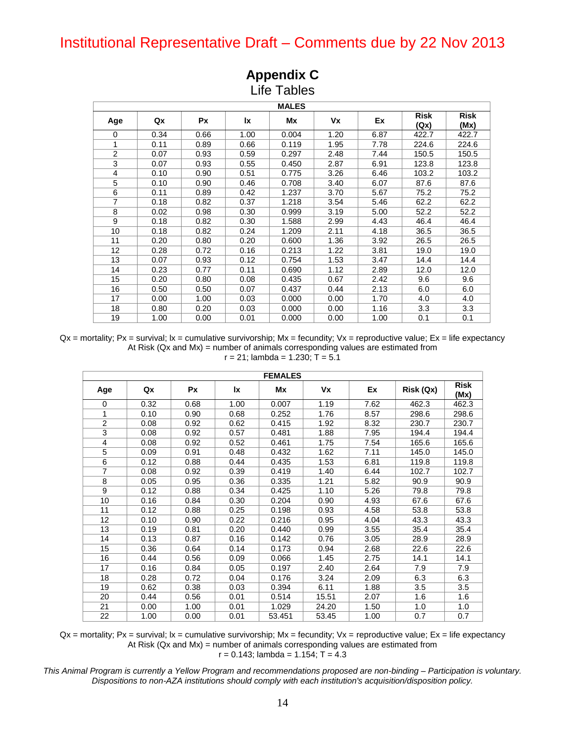Institutional Representative Draft – Comments due by 22 Nov 2013

# Appendix C

## Life Tables

| MALES | | | | | | | | |
|---|---|---|---|---|---|---|---|---|
| Age | Qx | Px | lx | Mx | Vx | Ex | Risk (Qx) | Risk (Mx) |
| 0 | 0.34 | 0.66 | 1.00 | 0.004 | 1.20 | 6.87 | 422.7 | 422.7 |
| 1 | 0.11 | 0.89 | 0.66 | 0.119 | 1.95 | 7.78 | 224.6 | 224.6 |
| 2 | 0.07 | 0.93 | 0.59 | 0.297 | 2.48 | 7.44 | 150.5 | 150.5 |
| 3 | 0.07 | 0.93 | 0.55 | 0.450 | 2.87 | 6.91 | 123.8 | 123.8 |
| 4 | 0.10 | 0.90 | 0.51 | 0.775 | 3.26 | 6.46 | 103.2 | 103.2 |
| 5 | 0.10 | 0.90 | 0.46 | 0.708 | 3.40 | 6.07 | 87.6 | 87.6 |
| 6 | 0.11 | 0.89 | 0.42 | 1.237 | 3.70 | 5.67 | 75.2 | 75.2 |
| 7 | 0.18 | 0.82 | 0.37 | 1.218 | 3.54 | 5.46 | 62.2 | 62.2 |
| 8 | 0.02 | 0.98 | 0.30 | 0.999 | 3.19 | 5.00 | 52.2 | 52.2 |
| 9 | 0.18 | 0.82 | 0.30 | 1.588 | 2.99 | 4.43 | 46.4 | 46.4 |
| 10 | 0.18 | 0.82 | 0.24 | 1.209 | 2.11 | 4.18 | 36.5 | 36.5 |
| 11 | 0.20 | 0.80 | 0.20 | 0.600 | 1.36 | 3.92 | 26.5 | 26.5 |
| 12 | 0.28 | 0.72 | 0.16 | 0.213 | 1.22 | 3.81 | 19.0 | 19.0 |
| 13 | 0.07 | 0.93 | 0.12 | 0.754 | 1.53 | 3.47 | 14.4 | 14.4 |
| 14 | 0.23 | 0.77 | 0.11 | 0.690 | 1.12 | 2.89 | 12.0 | 12.0 |
| 15 | 0.20 | 0.80 | 0.08 | 0.435 | 0.67 | 2.42 | 9.6 | 9.6 |
| 16 | 0.50 | 0.50 | 0.07 | 0.437 | 0.44 | 2.13 | 6.0 | 6.0 |
| 17 | 0.00 | 1.00 | 0.03 | 0.000 | 0.00 | 1.70 | 4.0 | 4.0 |
| 18 | 0.80 | 0.20 | 0.03 | 0.000 | 0.00 | 1.16 | 3.3 | 3.3 |
| 19 | 1.00 | 0.00 | 0.01 | 0.000 | 0.00 | 1.00 | 0.1 | 0.1 |

Qx = mortality; Px = survival; lx = cumulative survivorship; Mx = fecundity; Vx = reproductive value; Ex = life expectancy
At Risk (Qx and Mx) = number of animals corresponding values are estimated from
r = 21; lambda = 1.230; T = 5.1

| FEMALES | | | | | | | | |
|---|---|---|---|---|---|---|---|---|
| Age | Qx | Px | lx | Mx | Vx | Ex | Risk (Qx) | Risk (Mx) |
| 0 | 0.32 | 0.68 | 1.00 | 0.007 | 1.19 | 7.62 | 462.3 | 462.3 |
| 1 | 0.10 | 0.90 | 0.68 | 0.252 | 1.76 | 8.57 | 298.6 | 298.6 |
| 2 | 0.08 | 0.92 | 0.62 | 0.415 | 1.92 | 8.32 | 230.7 | 230.7 |
| 3 | 0.08 | 0.92 | 0.57 | 0.481 | 1.88 | 7.95 | 194.4 | 194.4 |
| 4 | 0.08 | 0.92 | 0.52 | 0.461 | 1.75 | 7.54 | 165.6 | 165.6 |
| 5 | 0.09 | 0.91 | 0.48 | 0.432 | 1.62 | 7.11 | 145.0 | 145.0 |
| 6 | 0.12 | 0.88 | 0.44 | 0.435 | 1.53 | 6.81 | 119.8 | 119.8 |
| 7 | 0.08 | 0.92 | 0.39 | 0.419 | 1.40 | 6.44 | 102.7 | 102.7 |
| 8 | 0.05 | 0.95 | 0.36 | 0.335 | 1.21 | 5.82 | 90.9 | 90.9 |
| 9 | 0.12 | 0.88 | 0.34 | 0.425 | 1.10 | 5.26 | 79.8 | 79.8 |
| 10 | 0.16 | 0.84 | 0.30 | 0.204 | 0.90 | 4.93 | 67.6 | 67.6 |
| 11 | 0.12 | 0.88 | 0.25 | 0.198 | 0.93 | 4.58 | 53.8 | 53.8 |
| 12 | 0.10 | 0.90 | 0.22 | 0.216 | 0.95 | 4.04 | 43.3 | 43.3 |
| 13 | 0.19 | 0.81 | 0.20 | 0.440 | 0.99 | 3.55 | 35.4 | 35.4 |
| 14 | 0.13 | 0.87 | 0.16 | 0.142 | 0.76 | 3.05 | 28.9 | 28.9 |
| 15 | 0.36 | 0.64 | 0.14 | 0.173 | 0.94 | 2.68 | 22.6 | 22.6 |
| 16 | 0.44 | 0.56 | 0.09 | 0.066 | 1.45 | 2.75 | 14.1 | 14.1 |
| 17 | 0.16 | 0.84 | 0.05 | 0.197 | 2.40 | 2.64 | 7.9 | 7.9 |
| 18 | 0.28 | 0.72 | 0.04 | 0.176 | 3.24 | 2.09 | 6.3 | 6.3 |
| 19 | 0.62 | 0.38 | 0.03 | 0.394 | 6.11 | 1.88 | 3.5 | 3.5 |
| 20 | 0.44 | 0.56 | 0.01 | 0.514 | 15.51 | 2.07 | 1.6 | 1.6 |
| 21 | 0.00 | 1.00 | 0.01 | 1.029 | 24.20 | 1.50 | 1.0 | 1.0 |
| 22 | 1.00 | 0.00 | 0.01 | 53.451 | 53.45 | 1.00 | 0.7 | 0.7 |

Qx = mortality; Px = survival; lx = cumulative survivorship; Mx = fecundity; Vx = reproductive value; Ex = life expectancy
At Risk (Qx and Mx) = number of animals corresponding values are estimated from
r = 0.143; lambda = 1.154; T = 4.3

*This Animal Program is currently a Yellow Program and recommendations proposed are non-binding – Participation is voluntary. Dispositions to non-AZA institutions should comply with each institution's acquisition/disposition policy.*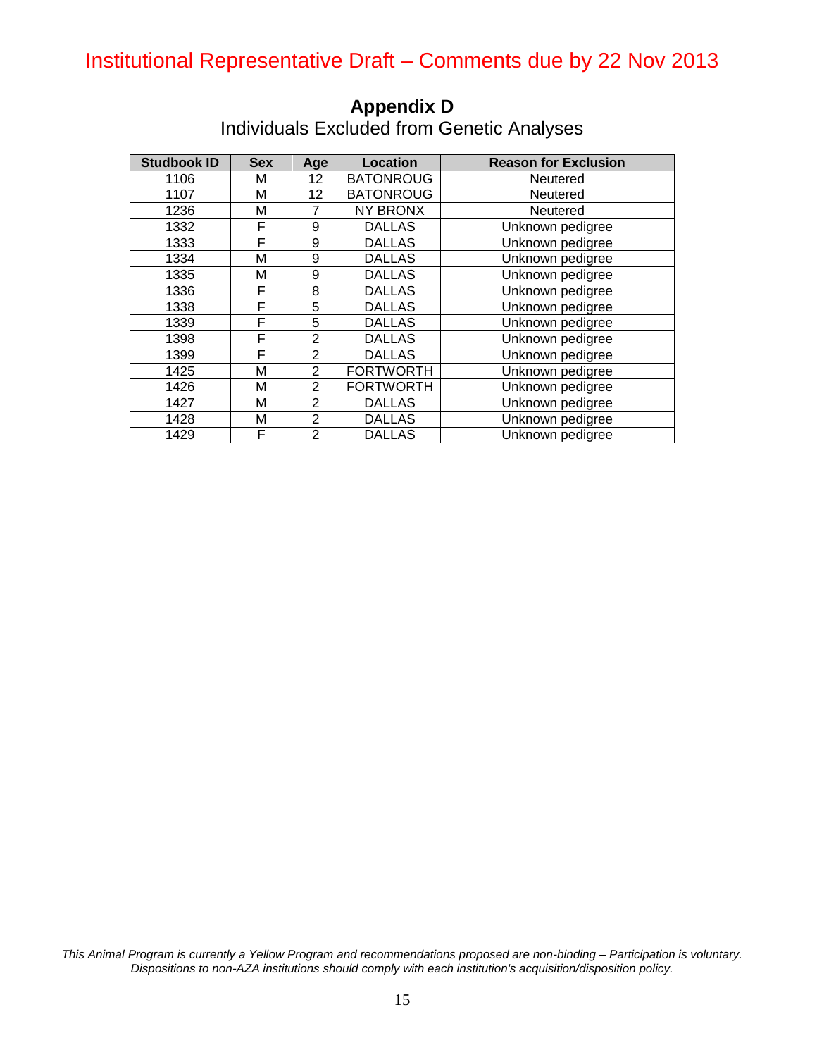Institutional Representative Draft – Comments due by 22 Nov 2013

# Appendix D

## Individuals Excluded from Genetic Analyses

| Studbook ID | Sex | Age | Location | Reason for Exclusion |
|---|---|---|---|---|
| 1106 | M | 12 | BATONROUG | Neutered |
| 1107 | M | 12 | BATONROUG | Neutered |
| 1236 | M | 7 | NY BRONX | Neutered |
| 1332 | F | 9 | DALLAS | Unknown pedigree |
| 1333 | F | 9 | DALLAS | Unknown pedigree |
| 1334 | M | 9 | DALLAS | Unknown pedigree |
| 1335 | M | 9 | DALLAS | Unknown pedigree |
| 1336 | F | 8 | DALLAS | Unknown pedigree |
| 1338 | F | 5 | DALLAS | Unknown pedigree |
| 1339 | F | 5 | DALLAS | Unknown pedigree |
| 1398 | F | 2 | DALLAS | Unknown pedigree |
| 1399 | F | 2 | DALLAS | Unknown pedigree |
| 1425 | M | 2 | FORTWORTH | Unknown pedigree |
| 1426 | M | 2 | FORTWORTH | Unknown pedigree |
| 1427 | M | 2 | DALLAS | Unknown pedigree |
| 1428 | M | 2 | DALLAS | Unknown pedigree |
| 1429 | F | 2 | DALLAS | Unknown pedigree |

*This Animal Program is currently a Yellow Program and recommendations proposed are non-binding – Participation is voluntary. Dispositions to non-AZA institutions should comply with each institution's acquisition/disposition policy.*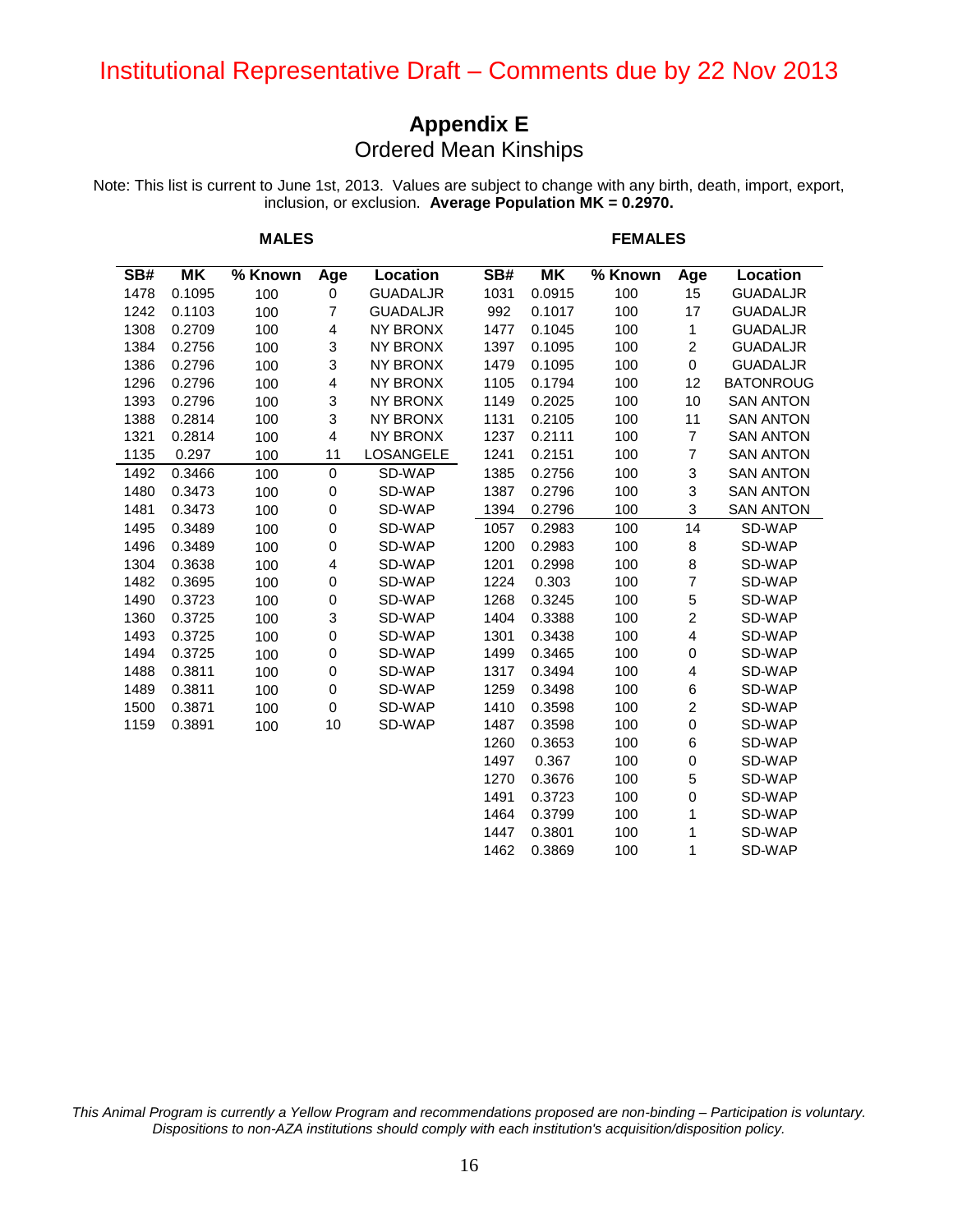Institutional Representative Draft – Comments due by 22 Nov 2013

# Appendix E
## Ordered Mean Kinships

Note: This list is current to June 1st, 2013. Values are subject to change with any birth, death, import, export, inclusion, or exclusion. **Average Population MK = 0.2970.**

**MALES**

| SB# | MK | % Known | Age | Location |
|---|---|---|---|---|
| 1478 | 0.1095 | 100 | 0 | GUADALJR |
| 1242 | 0.1103 | 100 | 7 | GUADALJR |
| 1308 | 0.2709 | 100 | 4 | NY BRONX |
| 1384 | 0.2756 | 100 | 3 | NY BRONX |
| 1386 | 0.2796 | 100 | 3 | NY BRONX |
| 1296 | 0.2796 | 100 | 4 | NY BRONX |
| 1393 | 0.2796 | 100 | 3 | NY BRONX |
| 1388 | 0.2814 | 100 | 3 | NY BRONX |
| 1321 | 0.2814 | 100 | 4 | NY BRONX |
| 1135 | 0.297 | 100 | 11 | LOSANGELE |
| 1492 | 0.3466 | 100 | 0 | SD-WAP |
| 1480 | 0.3473 | 100 | 0 | SD-WAP |
| 1481 | 0.3473 | 100 | 0 | SD-WAP |
| 1495 | 0.3489 | 100 | 0 | SD-WAP |
| 1496 | 0.3489 | 100 | 0 | SD-WAP |
| 1304 | 0.3638 | 100 | 4 | SD-WAP |
| 1482 | 0.3695 | 100 | 0 | SD-WAP |
| 1490 | 0.3723 | 100 | 0 | SD-WAP |
| 1360 | 0.3725 | 100 | 3 | SD-WAP |
| 1493 | 0.3725 | 100 | 0 | SD-WAP |
| 1494 | 0.3725 | 100 | 0 | SD-WAP |
| 1488 | 0.3811 | 100 | 0 | SD-WAP |
| 1489 | 0.3811 | 100 | 0 | SD-WAP |
| 1500 | 0.3871 | 100 | 0 | SD-WAP |
| 1159 | 0.3891 | 100 | 10 | SD-WAP |

**FEMALES**

| SB# | MK | % Known | Age | Location |
|---|---|---|---|---|
| 1031 | 0.0915 | 100 | 15 | GUADALJR |
| 992 | 0.1017 | 100 | 17 | GUADALJR |
| 1477 | 0.1045 | 100 | 1 | GUADALJR |
| 1397 | 0.1095 | 100 | 2 | GUADALJR |
| 1479 | 0.1095 | 100 | 0 | GUADALJR |
| 1105 | 0.1794 | 100 | 12 | BATONROUG |
| 1149 | 0.2025 | 100 | 10 | SAN ANTON |
| 1131 | 0.2105 | 100 | 11 | SAN ANTON |
| 1237 | 0.2111 | 100 | 7 | SAN ANTON |
| 1241 | 0.2151 | 100 | 7 | SAN ANTON |
| 1385 | 0.2756 | 100 | 3 | SAN ANTON |
| 1387 | 0.2796 | 100 | 3 | SAN ANTON |
| 1394 | 0.2796 | 100 | 3 | SAN ANTON |
| 1057 | 0.2983 | 100 | 14 | SD-WAP |
| 1200 | 0.2983 | 100 | 8 | SD-WAP |
| 1201 | 0.2998 | 100 | 8 | SD-WAP |
| 1224 | 0.303 | 100 | 7 | SD-WAP |
| 1268 | 0.3245 | 100 | 5 | SD-WAP |
| 1404 | 0.3388 | 100 | 2 | SD-WAP |
| 1301 | 0.3438 | 100 | 4 | SD-WAP |
| 1499 | 0.3465 | 100 | 0 | SD-WAP |
| 1317 | 0.3494 | 100 | 4 | SD-WAP |
| 1259 | 0.3498 | 100 | 6 | SD-WAP |
| 1410 | 0.3598 | 100 | 2 | SD-WAP |
| 1487 | 0.3598 | 100 | 0 | SD-WAP |
| 1260 | 0.3653 | 100 | 6 | SD-WAP |
| 1497 | 0.367 | 100 | 0 | SD-WAP |
| 1270 | 0.3676 | 100 | 5 | SD-WAP |
| 1491 | 0.3723 | 100 | 0 | SD-WAP |
| 1464 | 0.3799 | 100 | 1 | SD-WAP |
| 1447 | 0.3801 | 100 | 1 | SD-WAP |
| 1462 | 0.3869 | 100 | 1 | SD-WAP |

*This Animal Program is currently a Yellow Program and recommendations proposed are non-binding – Participation is voluntary. Dispositions to non-AZA institutions should comply with each institution's acquisition/disposition policy.*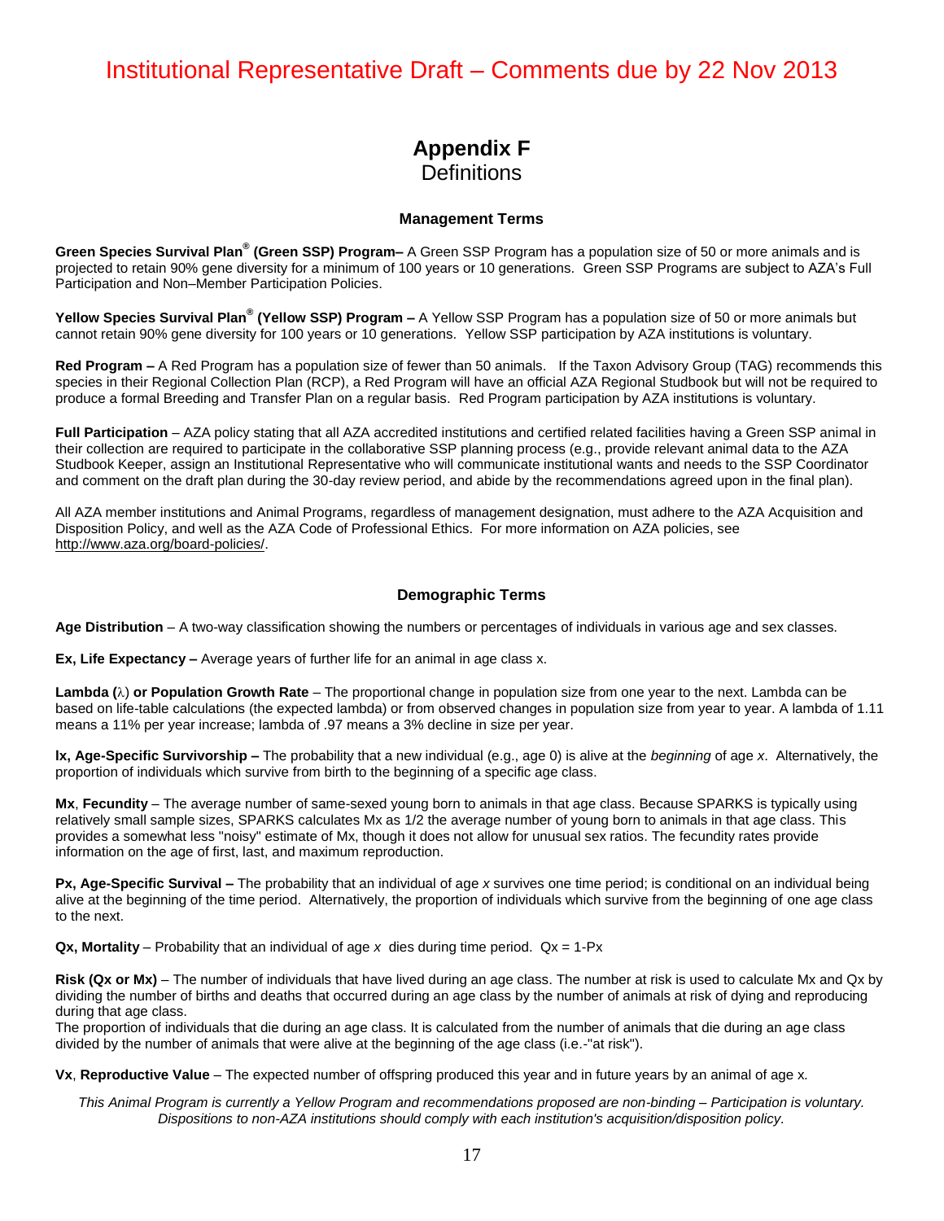Institutional Representative Draft – Comments due by 22 Nov 2013

# Appendix F
## Definitions

### Management Terms

**Green Species Survival Plan® (Green SSP) Program–** A Green SSP Program has a population size of 50 or more animals and is projected to retain 90% gene diversity for a minimum of 100 years or 10 generations. Green SSP Programs are subject to AZA's Full Participation and Non–Member Participation Policies.

**Yellow Species Survival Plan® (Yellow SSP) Program –** A Yellow SSP Program has a population size of 50 or more animals but cannot retain 90% gene diversity for 100 years or 10 generations. Yellow SSP participation by AZA institutions is voluntary.

**Red Program –** A Red Program has a population size of fewer than 50 animals. If the Taxon Advisory Group (TAG) recommends this species in their Regional Collection Plan (RCP), a Red Program will have an official AZA Regional Studbook but will not be required to produce a formal Breeding and Transfer Plan on a regular basis. Red Program participation by AZA institutions is voluntary.

**Full Participation** – AZA policy stating that all AZA accredited institutions and certified related facilities having a Green SSP animal in their collection are required to participate in the collaborative SSP planning process (e.g., provide relevant animal data to the AZA Studbook Keeper, assign an Institutional Representative who will communicate institutional wants and needs to the SSP Coordinator and comment on the draft plan during the 30-day review period, and abide by the recommendations agreed upon in the final plan).

All AZA member institutions and Animal Programs, regardless of management designation, must adhere to the AZA Acquisition and Disposition Policy, and well as the AZA Code of Professional Ethics. For more information on AZA policies, see http://www.aza.org/board-policies/.

### Demographic Terms

**Age Distribution** – A two-way classification showing the numbers or percentages of individuals in various age and sex classes.

**Ex, Life Expectancy –** Average years of further life for an animal in age class x.

**Lambda (λ) or Population Growth Rate** – The proportional change in population size from one year to the next. Lambda can be based on life-table calculations (the expected lambda) or from observed changes in population size from year to year. A lambda of 1.11 means a 11% per year increase; lambda of .97 means a 3% decline in size per year.

**lx, Age-Specific Survivorship –** The probability that a new individual (e.g., age 0) is alive at the *beginning* of age *x*. Alternatively, the proportion of individuals which survive from birth to the beginning of a specific age class.

**Mx**, **Fecundity** – The average number of same-sexed young born to animals in that age class. Because SPARKS is typically using relatively small sample sizes, SPARKS calculates Mx as 1/2 the average number of young born to animals in that age class. This provides a somewhat less "noisy" estimate of Mx, though it does not allow for unusual sex ratios. The fecundity rates provide information on the age of first, last, and maximum reproduction.

**Px, Age-Specific Survival –** The probability that an individual of age *x* survives one time period; is conditional on an individual being alive at the beginning of the time period. Alternatively, the proportion of individuals which survive from the beginning of one age class to the next.

**Qx, Mortality** – Probability that an individual of age *x* dies during time period. Qx = 1-Px

**Risk (Qx or Mx)** – The number of individuals that have lived during an age class. The number at risk is used to calculate Mx and Qx by dividing the number of births and deaths that occurred during an age class by the number of animals at risk of dying and reproducing during that age class.
The proportion of individuals that die during an age class. It is calculated from the number of animals that die during an age class divided by the number of animals that were alive at the beginning of the age class (i.e.-"at risk").

**Vx**, **Reproductive Value** – The expected number of offspring produced this year and in future years by an animal of age x.

*This Animal Program is currently a Yellow Program and recommendations proposed are non-binding – Participation is voluntary. Dispositions to non-AZA institutions should comply with each institution's acquisition/disposition policy.*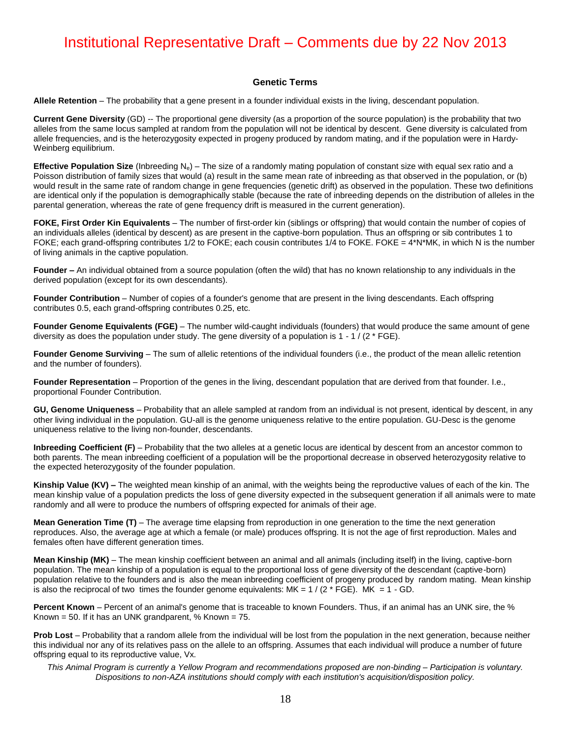Institutional Representative Draft – Comments due by 22 Nov 2013

### Genetic Terms

**Allele Retention** – The probability that a gene present in a founder individual exists in the living, descendant population.

**Current Gene Diversity** (GD) -- The proportional gene diversity (as a proportion of the source population) is the probability that two alleles from the same locus sampled at random from the population will not be identical by descent. Gene diversity is calculated from allele frequencies, and is the heterozygosity expected in progeny produced by random mating, and if the population were in Hardy-Weinberg equilibrium.

**Effective Population Size** (Inbreeding $N_e$) – The size of a randomly mating population of constant size with equal sex ratio and a Poisson distribution of family sizes that would (a) result in the same mean rate of inbreeding as that observed in the population, or (b) would result in the same rate of random change in gene frequencies (genetic drift) as observed in the population. These two definitions are identical only if the population is demographically stable (because the rate of inbreeding depends on the distribution of alleles in the parental generation, whereas the rate of gene frequency drift is measured in the current generation).

**FOKE, First Order Kin Equivalents** – The number of first-order kin (siblings or offspring) that would contain the number of copies of an individuals alleles (identical by descent) as are present in the captive-born population. Thus an offspring or sib contributes 1 to FOKE; each grand-offspring contributes 1/2 to FOKE; each cousin contributes 1/4 to FOKE. FOKE = 4*N*MK, in which N is the number of living animals in the captive population.

**Founder –** An individual obtained from a source population (often the wild) that has no known relationship to any individuals in the derived population (except for its own descendants).

**Founder Contribution** – Number of copies of a founder's genome that are present in the living descendants. Each offspring contributes 0.5, each grand-offspring contributes 0.25, etc.

**Founder Genome Equivalents (FGE)** – The number wild-caught individuals (founders) that would produce the same amount of gene diversity as does the population under study. The gene diversity of a population is 1 - 1 / (2 * FGE).

**Founder Genome Surviving** – The sum of allelic retentions of the individual founders (i.e., the product of the mean allelic retention and the number of founders).

**Founder Representation** – Proportion of the genes in the living, descendant population that are derived from that founder. I.e., proportional Founder Contribution.

**GU, Genome Uniqueness** – Probability that an allele sampled at random from an individual is not present, identical by descent, in any other living individual in the population. GU-all is the genome uniqueness relative to the entire population. GU-Desc is the genome uniqueness relative to the living non-founder, descendants.

**Inbreeding Coefficient (F)** – Probability that the two alleles at a genetic locus are identical by descent from an ancestor common to both parents. The mean inbreeding coefficient of a population will be the proportional decrease in observed heterozygosity relative to the expected heterozygosity of the founder population.

**Kinship Value (KV) –** The weighted mean kinship of an animal, with the weights being the reproductive values of each of the kin. The mean kinship value of a population predicts the loss of gene diversity expected in the subsequent generation if all animals were to mate randomly and all were to produce the numbers of offspring expected for animals of their age.

**Mean Generation Time (T)** – The average time elapsing from reproduction in one generation to the time the next generation reproduces. Also, the average age at which a female (or male) produces offspring. It is not the age of first reproduction. Males and females often have different generation times.

**Mean Kinship (MK)** – The mean kinship coefficient between an animal and all animals (including itself) in the living, captive-born population. The mean kinship of a population is equal to the proportional loss of gene diversity of the descendant (captive-born) population relative to the founders and is also the mean inbreeding coefficient of progeny produced by random mating. Mean kinship is also the reciprocal of two times the founder genome equivalents: MK = 1 / (2 * FGE). MK = 1 - GD.

**Percent Known** – Percent of an animal's genome that is traceable to known Founders. Thus, if an animal has an UNK sire, the % Known = 50. If it has an UNK grandparent, % Known = 75.

**Prob Lost** – Probability that a random allele from the individual will be lost from the population in the next generation, because neither this individual nor any of its relatives pass on the allele to an offspring. Assumes that each individual will produce a number of future offspring equal to its reproductive value, Vx.

*This Animal Program is currently a Yellow Program and recommendations proposed are non-binding – Participation is voluntary. Dispositions to non-AZA institutions should comply with each institution's acquisition/disposition policy.*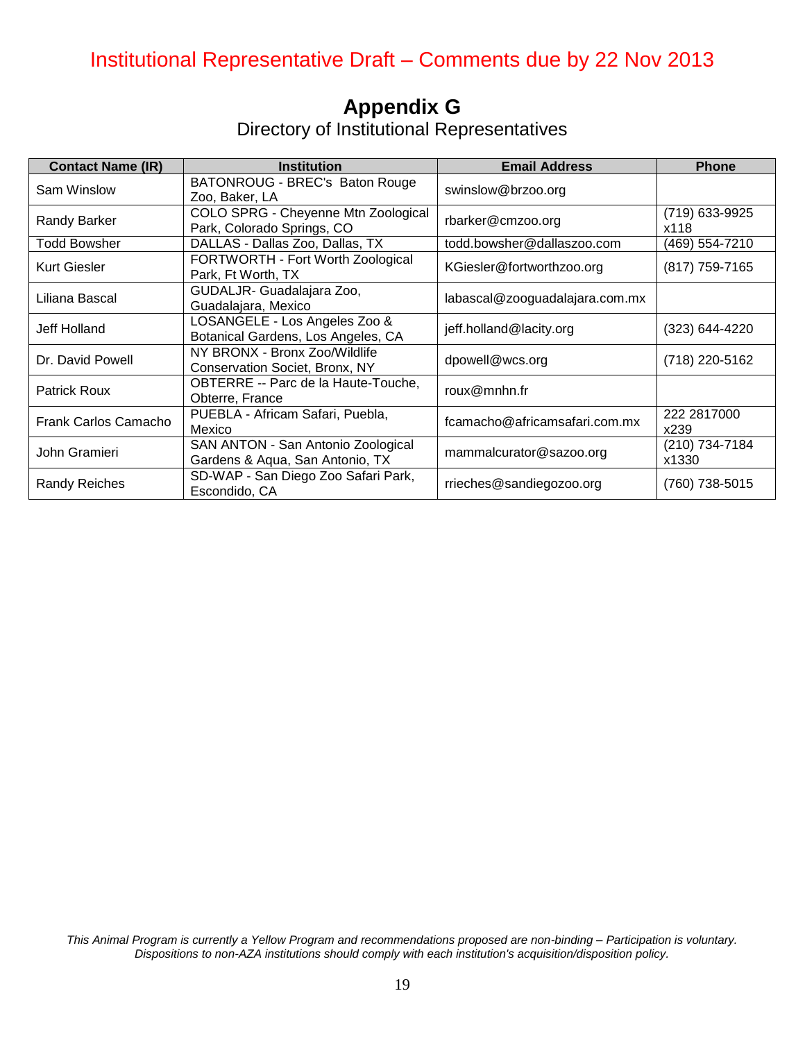Institutional Representative Draft – Comments due by 22 Nov 2013

# Appendix G

## Directory of Institutional Representatives

| Contact Name (IR) | Institution | Email Address | Phone |
| --- | --- | --- | --- |
| Sam Winslow | BATONROUG - BREC's Baton Rouge Zoo, Baker, LA | swinslow@brzoo.org | |
| Randy Barker | COLO SPRG - Cheyenne Mtn Zoological Park, Colorado Springs, CO | rbarker@cmzoo.org | (719) 633-9925 x118 |
| Todd Bowsher | DALLAS - Dallas Zoo, Dallas, TX | todd.bowsher@dallaszoo.com | (469) 554-7210 |
| Kurt Giesler | FORTWORTH - Fort Worth Zoological Park, Ft Worth, TX | KGiesler@fortworthzoo.org | (817) 759-7165 |
| Liliana Bascal | GUDALJR- Guadalajara Zoo, Guadalajara, Mexico | labascal@zooguadalajara.com.mx | |
| Jeff Holland | LOSANGELE - Los Angeles Zoo & Botanical Gardens, Los Angeles, CA | jeff.holland@lacity.org | (323) 644-4220 |
| Dr. David Powell | NY BRONX - Bronx Zoo/Wildlife Conservation Societ, Bronx, NY | dpowell@wcs.org | (718) 220-5162 |
| Patrick Roux | OBTERRE -- Parc de la Haute-Touche, Obterre, France | roux@mnhn.fr | |
| Frank Carlos Camacho | PUEBLA - Africam Safari, Puebla, Mexico | fcamacho@africamsafari.com.mx | 222 2817000 x239 |
| John Gramieri | SAN ANTON - San Antonio Zoological Gardens & Aqua, San Antonio, TX | mammalcurator@sazoo.org | (210) 734-7184 x1330 |
| Randy Reiches | SD-WAP - San Diego Zoo Safari Park, Escondido, CA | rrieches@sandiegozoo.org | (760) 738-5015 |

*This Animal Program is currently a Yellow Program and recommendations proposed are non-binding – Participation is voluntary. Dispositions to non-AZA institutions should comply with each institution's acquisition/disposition policy.*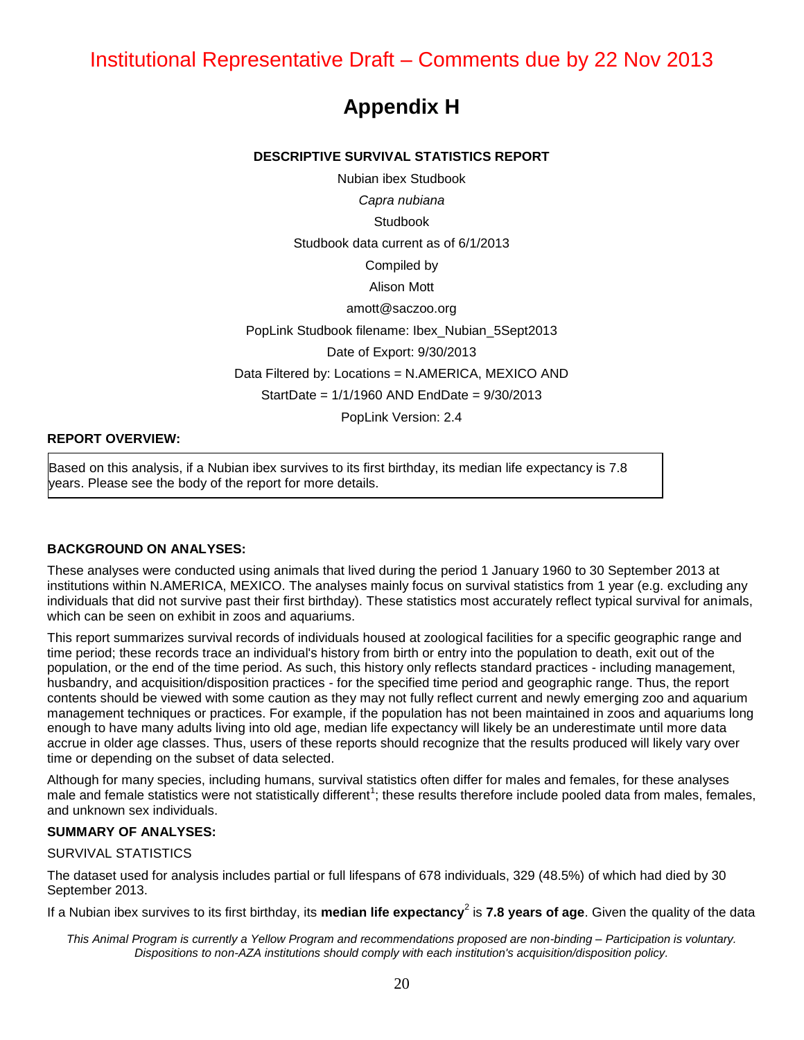Institutional Representative Draft – Comments due by 22 Nov 2013

# Appendix H

**DESCRIPTIVE SURVIVAL STATISTICS REPORT**

Nubian ibex Studbook

*Capra nubiana*

Studbook

Studbook data current as of 6/1/2013

Compiled by

Alison Mott

amott@saczoo.org

PopLink Studbook filename: Ibex_Nubian_5Sept2013

Date of Export: 9/30/2013

Data Filtered by: Locations = N.AMERICA, MEXICO AND

StartDate = 1/1/1960 AND EndDate = 9/30/2013

PopLink Version: 2.4

**REPORT OVERVIEW:**

Based on this analysis, if a Nubian ibex survives to its first birthday, its median life expectancy is 7.8 years. Please see the body of the report for more details.

**BACKGROUND ON ANALYSES:**

These analyses were conducted using animals that lived during the period 1 January 1960 to 30 September 2013 at institutions within N.AMERICA, MEXICO. The analyses mainly focus on survival statistics from 1 year (e.g. excluding any individuals that did not survive past their first birthday). These statistics most accurately reflect typical survival for animals, which can be seen on exhibit in zoos and aquariums.

This report summarizes survival records of individuals housed at zoological facilities for a specific geographic range and time period; these records trace an individual's history from birth or entry into the population to death, exit out of the population, or the end of the time period. As such, this history only reflects standard practices - including management, husbandry, and acquisition/disposition practices - for the specified time period and geographic range. Thus, the report contents should be viewed with some caution as they may not fully reflect current and newly emerging zoo and aquarium management techniques or practices. For example, if the population has not been maintained in zoos and aquariums long enough to have many adults living into old age, median life expectancy will likely be an underestimate until more data accrue in older age classes. Thus, users of these reports should recognize that the results produced will likely vary over time or depending on the subset of data selected.

Although for many species, including humans, survival statistics often differ for males and females, for these analyses male and female statistics were not statistically different[1]; these results therefore include pooled data from males, females, and unknown sex individuals.

**SUMMARY OF ANALYSES:**

SURVIVAL STATISTICS

The dataset used for analysis includes partial or full lifespans of 678 individuals, 329 (48.5%) of which had died by 30 September 2013.

If a Nubian ibex survives to its first birthday, its **median life expectancy**[2] is **7.8 years of age**. Given the quality of the data

*This Animal Program is currently a Yellow Program and recommendations proposed are non-binding – Participation is voluntary. Dispositions to non-AZA institutions should comply with each institution's acquisition/disposition policy.*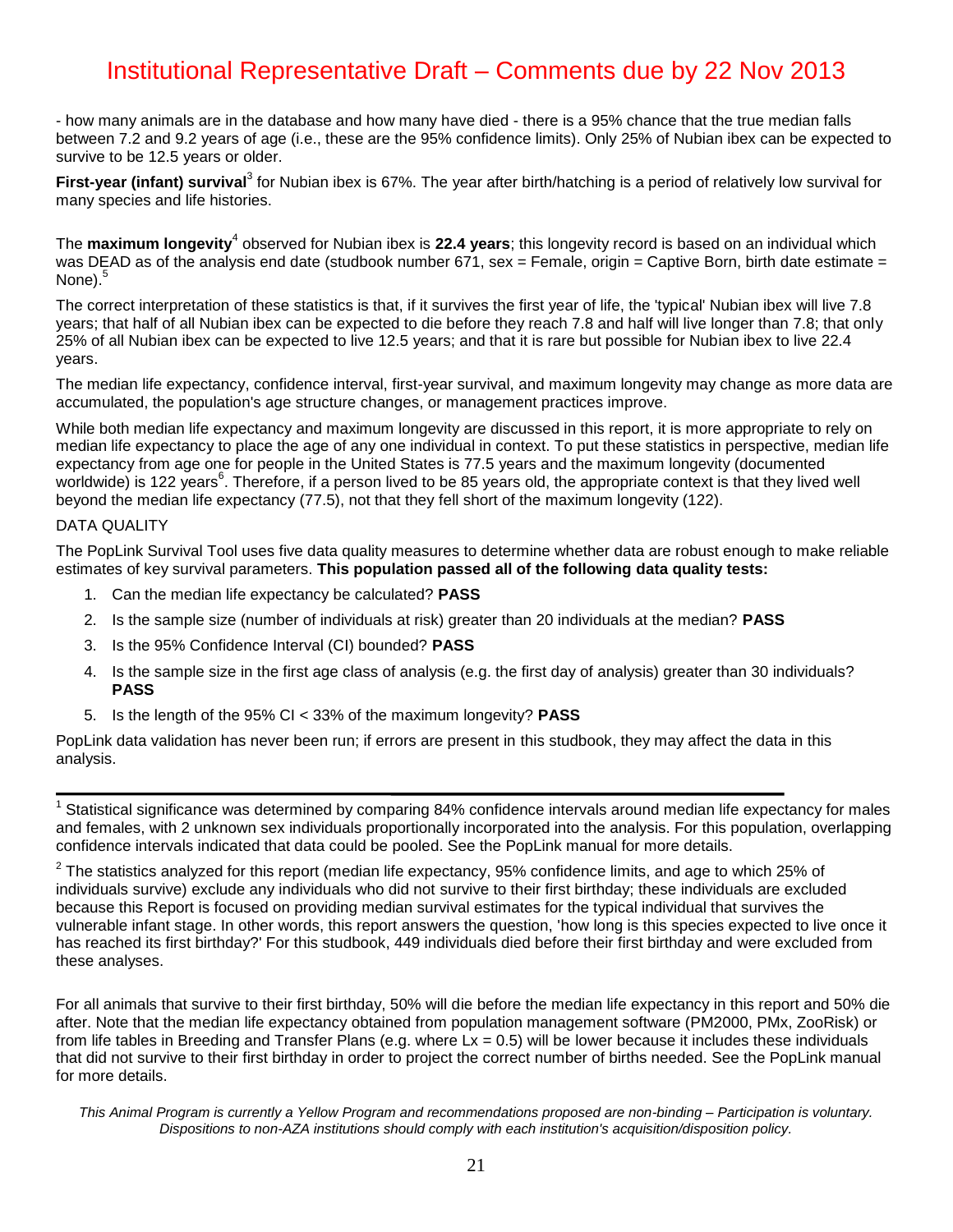- how many animals are in the database and how many have died - there is a 95% chance that the true median falls between 7.2 and 9.2 years of age (i.e., these are the 95% confidence limits). Only 25% of Nubian ibex can be expected to survive to be 12.5 years or older.

**First-year (infant) survival**[3] for Nubian ibex is 67%. The year after birth/hatching is a period of relatively low survival for many species and life histories.

The **maximum longevity**[4] observed for Nubian ibex is **22.4 years**; this longevity record is based on an individual which was DEAD as of the analysis end date (studbook number 671, sex = Female, origin = Captive Born, birth date estimate = None).[5]

The correct interpretation of these statistics is that, if it survives the first year of life, the 'typical' Nubian ibex will live 7.8 years; that half of all Nubian ibex can be expected to die before they reach 7.8 and half will live longer than 7.8; that only 25% of all Nubian ibex can be expected to live 12.5 years; and that it is rare but possible for Nubian ibex to live 22.4 years.

The median life expectancy, confidence interval, first-year survival, and maximum longevity may change as more data are accumulated, the population's age structure changes, or management practices improve.

While both median life expectancy and maximum longevity are discussed in this report, it is more appropriate to rely on median life expectancy to place the age of any one individual in context. To put these statistics in perspective, median life expectancy from age one for people in the United States is 77.5 years and the maximum longevity (documented worldwide) is 122 years[6]. Therefore, if a person lived to be 85 years old, the appropriate context is that they lived well beyond the median life expectancy (77.5), not that they fell short of the maximum longevity (122).

DATA QUALITY

The PopLink Survival Tool uses five data quality measures to determine whether data are robust enough to make reliable estimates of key survival parameters. **This population passed all of the following data quality tests:**

1. Can the median life expectancy be calculated? **PASS**
2. Is the sample size (number of individuals at risk) greater than 20 individuals at the median? **PASS**
3. Is the 95% Confidence Interval (CI) bounded? **PASS**
4. Is the sample size in the first age class of analysis (e.g. the first day of analysis) greater than 30 individuals? **PASS**
5. Is the length of the 95% CI < 33% of the maximum longevity? **PASS**

PopLink data validation has never been run; if errors are present in this studbook, they may affect the data in this analysis.

---

[1] Statistical significance was determined by comparing 84% confidence intervals around median life expectancy for males and females, with 2 unknown sex individuals proportionally incorporated into the analysis. For this population, overlapping confidence intervals indicated that data could be pooled. See the PopLink manual for more details.

[2] The statistics analyzed for this report (median life expectancy, 95% confidence limits, and age to which 25% of individuals survive) exclude any individuals who did not survive to their first birthday; these individuals are excluded because this Report is focused on providing median survival estimates for the typical individual that survives the vulnerable infant stage. In other words, this report answers the question, 'how long is this species expected to live once it has reached its first birthday?' For this studbook, 449 individuals died before their first birthday and were excluded from these analyses.

For all animals that survive to their first birthday, 50% will die before the median life expectancy in this report and 50% die after. Note that the median life expectancy obtained from population management software (PM2000, PMx, ZooRisk) or from life tables in Breeding and Transfer Plans (e.g. where $L_x = 0.5$) will be lower because it includes these individuals that did not survive to their first birthday in order to project the correct number of births needed. See the PopLink manual for more details.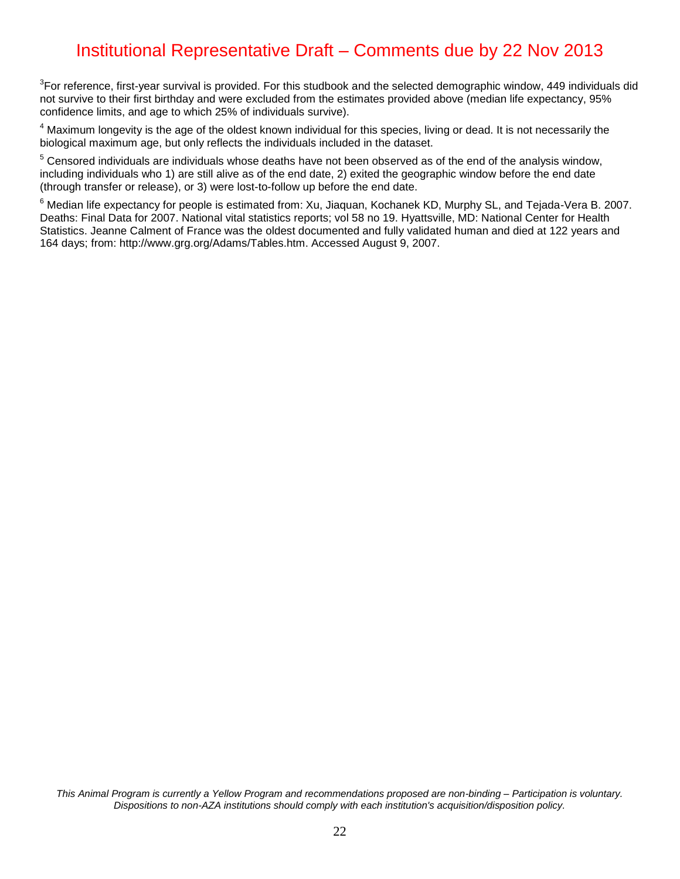[3]For reference, first-year survival is provided. For this studbook and the selected demographic window, 449 individuals did not survive to their first birthday and were excluded from the estimates provided above (median life expectancy, 95% confidence limits, and age to which 25% of individuals survive).

[4] Maximum longevity is the age of the oldest known individual for this species, living or dead. It is not necessarily the biological maximum age, but only reflects the individuals included in the dataset.

[5] Censored individuals are individuals whose deaths have not been observed as of the end of the analysis window, including individuals who 1) are still alive as of the end date, 2) exited the geographic window before the end date (through transfer or release), or 3) were lost-to-follow up before the end date.

[6] Median life expectancy for people is estimated from: Xu, Jiaquan, Kochanek KD, Murphy SL, and Tejada-Vera B. 2007. Deaths: Final Data for 2007. National vital statistics reports; vol 58 no 19. Hyattsville, MD: National Center for Health Statistics. Jeanne Calment of France was the oldest documented and fully validated human and died at 122 years and 164 days; from: http://www.grg.org/Adams/Tables.htm. Accessed August 9, 2007.